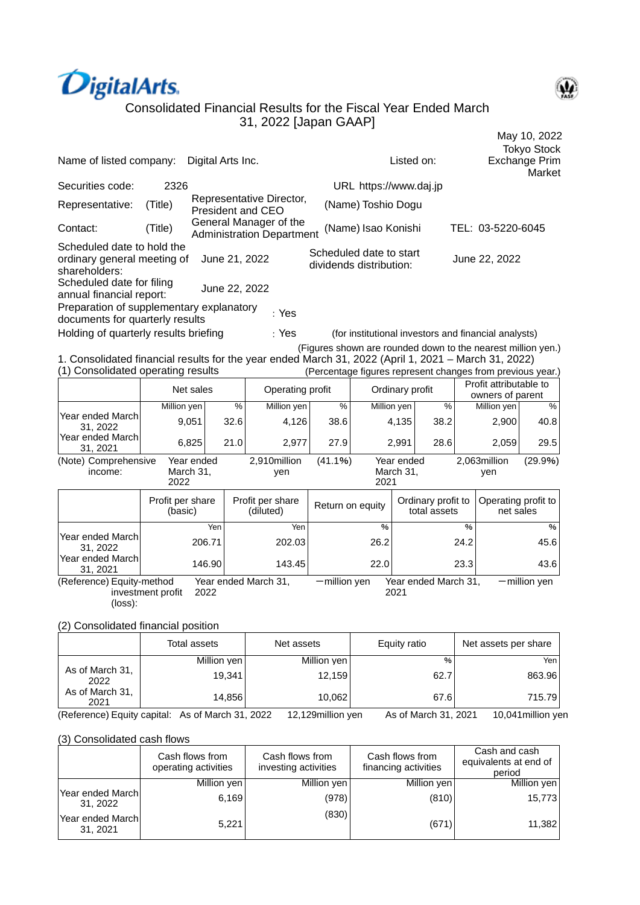DigitalArts

# Consolidated Financial Results for the Fiscal Year Ended March 31, 2022 [Japan GAAP]

May 10, 2022

| | | | |
|---|---|---|---|
| Name of listed company: | Digital Arts Inc. | Listed on: | Tokyo Stock Exchange Prim Market |
| Securities code: | 2326 | URL | https://www.daj.jp |
| Representative: | (Title) Representative Director, President and CEO | (Name) Toshio Dogu | |
| Contact: | (Title) General Manager of the Administration Department | (Name) Isao Konishi | TEL: 03-5220-6045 |
| Scheduled date to hold the ordinary general meeting of shareholders: | June 21, 2022 | Scheduled date to start dividends distribution: | June 22, 2022 |
| Scheduled date for filing annual financial report: | June 22, 2022 | | |

Preparation of supplementary explanatory documents for quarterly results : Yes

Holding of quarterly results briefing : Yes (for institutional investors and financial analysts)

(Figures shown are rounded down to the nearest million yen.)

## 1. Consolidated financial results for the year ended March 31, 2022 (April 1, 2021 – March 31, 2022)

### (1) Consolidated operating results

(Percentage figures represent changes from previous year.)

| | Net sales | | Operating profit | | Ordinary profit | | Profit attributable to owners of parent | |
|---|---|---|---|---|---|---|---|---|
| | Million yen | % | Million yen | % | Million yen | % | Million yen | % |
| Year ended March 31, 2022 | 9,051 | 32.6 | 4,126 | 38.6 | 4,135 | 38.2 | 2,900 | 40.8 |
| Year ended March 31, 2021 | 6,825 | 21.0 | 2,977 | 27.9 | 2,991 | 28.6 | 2,059 | 29.5 |

(Note) Comprehensive income: Year ended March 31, 2022 2,910million yen (41.1%) Year ended March 31, 2021 2,063million yen (29.9%)

| | Profit per share (basic) | Profit per share (diluted) | Return on equity | Ordinary profit to total assets | Operating profit to net sales |
|---|---|---|---|---|---|
| | Yen | Yen | % | % | % |
| Year ended March 31, 2022 | 206.71 | 202.03 | 26.2 | 24.2 | 45.6 |
| Year ended March 31, 2021 | 146.90 | 143.45 | 22.0 | 23.3 | 43.6 |

(Reference) Equity-method investment profit (loss): Year ended March 31, 2022 －million yen Year ended March 31, 2021 －million yen

### (2) Consolidated financial position

| | Total assets | Net assets | Equity ratio | Net assets per share |
|---|---|---|---|---|
| | Million yen | Million yen | % | Yen |
| As of March 31, 2022 | 19,341 | 12,159 | 62.7 | 863.96 |
| As of March 31, 2021 | 14,856 | 10,062 | 67.6 | 715.79 |

(Reference) Equity capital: As of March 31, 2022 12,129million yen As of March 31, 2021 10,041million yen

### (3) Consolidated cash flows

| | Cash flows from operating activities | Cash flows from investing activities | Cash flows from financing activities | Cash and cash equivalents at end of period |
|---|---|---|---|---|
| | Million yen | Million yen | Million yen | Million yen |
| Year ended March 31, 2022 | 6,169 | (978) | (810) | 15,773 |
| Year ended March 31, 2021 | 5,221 | (830) | (671) | 11,382 |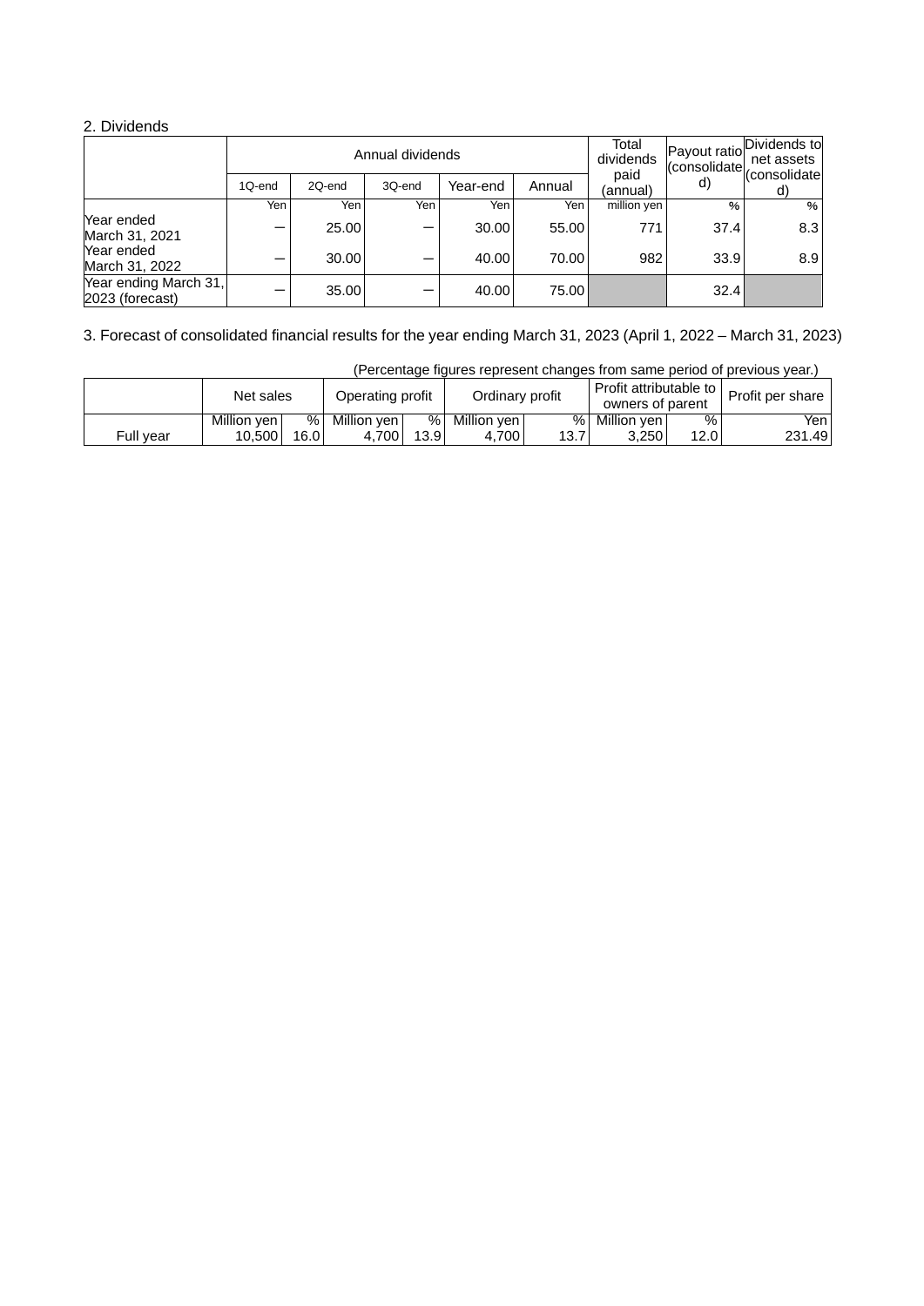## 2. Dividends

| | Annual dividends | | | | | Total dividends paid (annual) | Payout ratio (consolidated) | Dividends to net assets (consolidated) |
|---|---|---|---|---|---|---|---|---|
| | 1Q-end | 2Q-end | 3Q-end | Year-end | Annual | | | |
| | Yen | Yen | Yen | Yen | Yen | million yen | % | % |
| Year ended March 31, 2021 | ― | 25.00 | ― | 30.00 | 55.00 | 771 | 37.4 | 8.3 |
| Year ended March 31, 2022 | ― | 30.00 | ― | 40.00 | 70.00 | 982 | 33.9 | 8.9 |
| Year ending March 31, 2023 (forecast) | ― | 35.00 | ― | 40.00 | 75.00 | | 32.4 | |

## 3. Forecast of consolidated financial results for the year ending March 31, 2023 (April 1, 2022 – March 31, 2023)

(Percentage figures represent changes from same period of previous year.)

| | Net sales | | Operating profit | | Ordinary profit | | Profit attributable to owners of parent | | Profit per share |
|---|---|---|---|---|---|---|---|---|---|
| | Million yen | % | Million yen | % | Million yen | % | Million yen | % | Yen |
| Full year | 10,500 | 16.0 | 4,700 | 13.9 | 4,700 | 13.7 | 3,250 | 12.0 | 231.49 |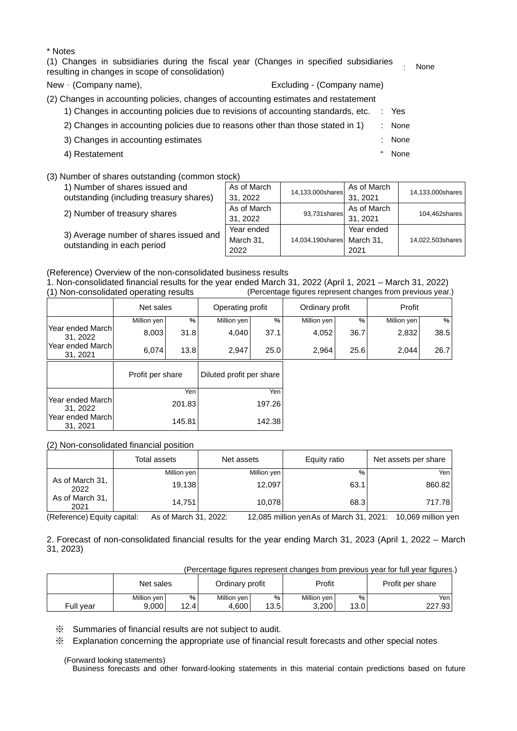\* Notes

(1) Changes in subsidiaries during the fiscal year (Changes in specified subsidiaries resulting in changes in scope of consolidation) : None

New - (Company name), Excluding - (Company name)

(2) Changes in accounting policies, changes of accounting estimates and restatement

1) Changes in accounting policies due to revisions of accounting standards, etc. : Yes

2) Changes in accounting policies due to reasons other than those stated in 1) : None

3) Changes in accounting estimates : None

4) Restatement " None

(3) Number of shares outstanding (common stock)

| | | | | |
|---|---|---|---|---|
| 1) Number of shares issued and outstanding (including treasury shares) | As of March 31, 2022 | 14,133,000shares | As of March 31, 2021 | 14,133,000shares |
| 2) Number of treasury shares | As of March 31, 2022 | 93,731shares | As of March 31, 2021 | 104,462shares |
| 3) Average number of shares issued and outstanding in each period | Year ended March 31, 2022 | 14,034,190shares | Year ended March 31, 2021 | 14,022,503shares |

(Reference) Overview of the non-consolidated business results

1. Non-consolidated financial results for the year ended March 31, 2022 (April 1, 2021 – March 31, 2022)

(1) Non-consolidated operating results (Percentage figures represent changes from previous year.)

| | Net sales | | Operating profit | | Ordinary profit | | Profit | |
|---|---|---|---|---|---|---|---|---|
| | Million yen | % | Million yen | % | Million yen | % | Million yen | % |
| Year ended March 31, 2022 | 8,003 | 31.8 | 4,040 | 37.1 | 4,052 | 36.7 | 2,832 | 38.5 |
| Year ended March 31, 2021 | 6,074 | 13.8 | 2,947 | 25.0 | 2,964 | 25.6 | 2,044 | 26.7 |

| | Profit per share | Diluted profit per share |
|---|---|---|
| | Yen | Yen |
| Year ended March 31, 2022 | 201.83 | 197.26 |
| Year ended March 31, 2021 | 145.81 | 142.38 |

(2) Non-consolidated financial position

| | Total assets | Net assets | Equity ratio | Net assets per share |
|---|---|---|---|---|
| | Million yen | Million yen | % | Yen |
| As of March 31, 2022 | 19,138 | 12,097 | 63.1 | 860.82 |
| As of March 31, 2021 | 14,751 | 10,078 | 68.3 | 717.78 |

(Reference) Equity capital: As of March 31, 2022: 12,085 million yen As of March 31, 2021: 10,069 million yen

2. Forecast of non-consolidated financial results for the year ending March 31, 2023 (April 1, 2022 – March 31, 2023)

(Percentage figures represent changes from previous year for full year figures.)

| | Net sales | | Ordinary profit | | Profit | | Profit per share |
|---|---|---|---|---|---|---|---|
| | Million yen | % | Million yen | % | Million yen | % | Yen |
| Full year | 9,000 | 12.4 | 4,600 | 13.5 | 3,200 | 13.0 | 227.93 |

※ Summaries of financial results are not subject to audit.

※ Explanation concerning the appropriate use of financial result forecasts and other special notes

(Forward looking statements)

Business forecasts and other forward-looking statements in this material contain predictions based on future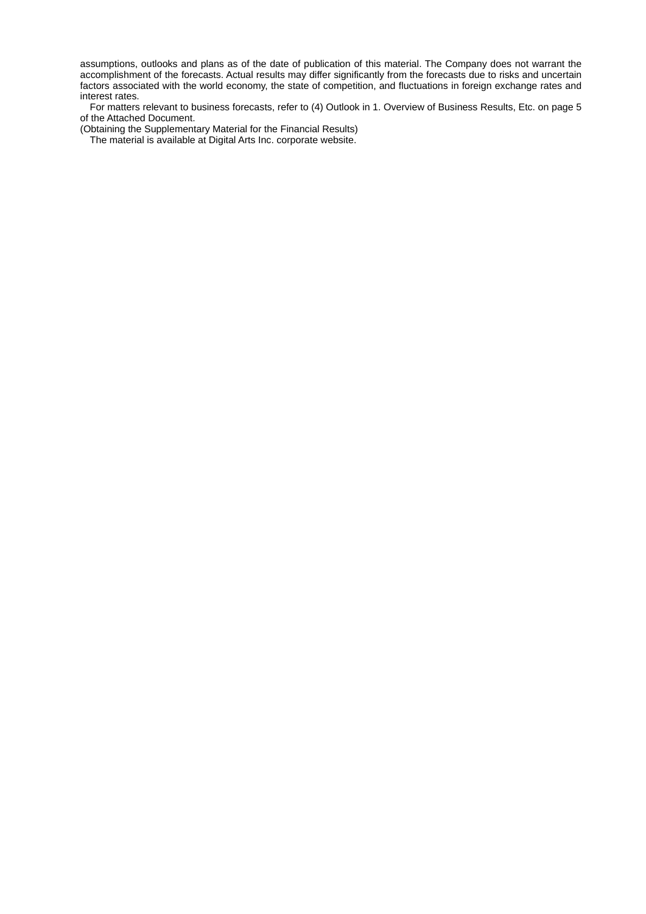assumptions, outlooks and plans as of the date of publication of this material. The Company does not warrant the accomplishment of the forecasts. Actual results may differ significantly from the forecasts due to risks and uncertain factors associated with the world economy, the state of competition, and fluctuations in foreign exchange rates and interest rates.

For matters relevant to business forecasts, refer to (4) Outlook in 1. Overview of Business Results, Etc. on page 5 of the Attached Document.

(Obtaining the Supplementary Material for the Financial Results)

The material is available at Digital Arts Inc. corporate website.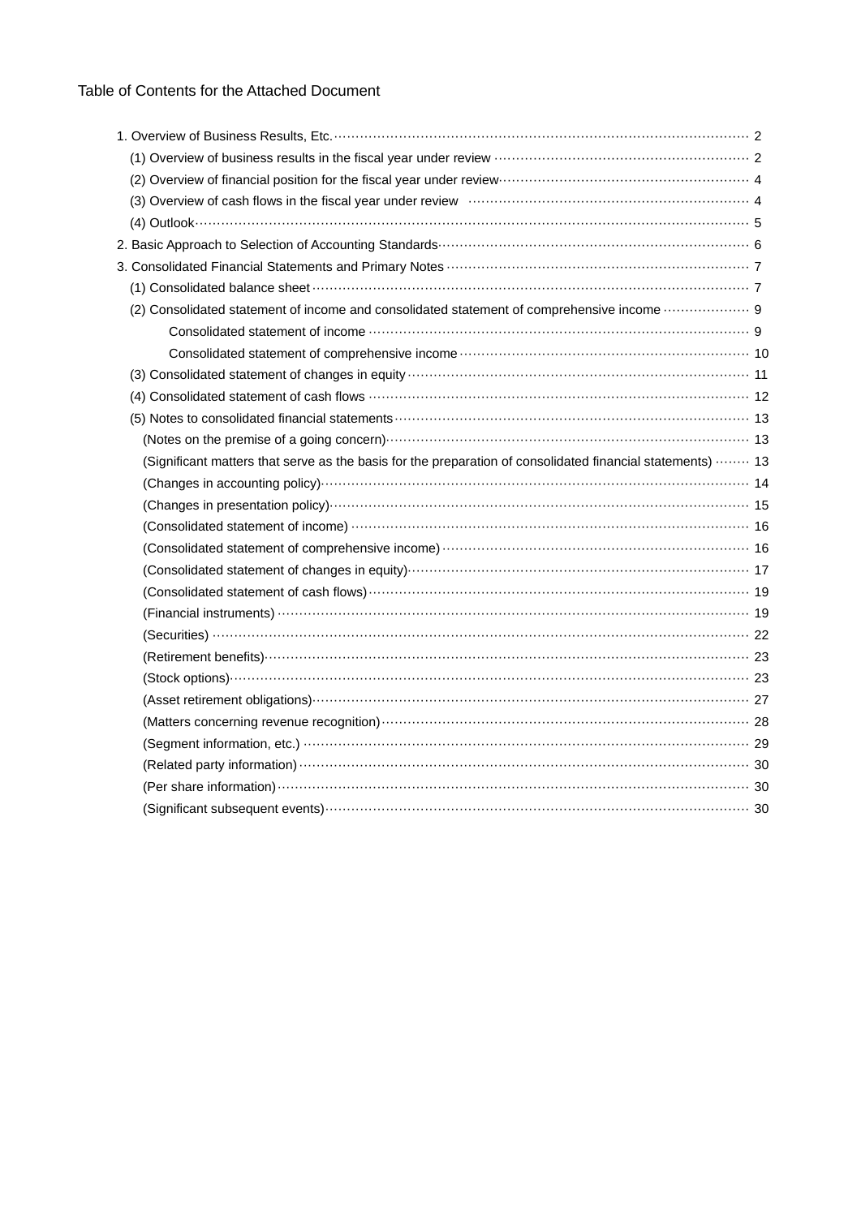Table of Contents for the Attached Document

1. Overview of Business Results, Etc. ······ 2
   - (1) Overview of business results in the fiscal year under review ······ 2
   - (2) Overview of financial position for the fiscal year under review ······ 4
   - (3) Overview of cash flows in the fiscal year under review ······ 4
   - (4) Outlook ······ 5
2. Basic Approach to Selection of Accounting Standards ······ 6
3. Consolidated Financial Statements and Primary Notes ······ 7
   - (1) Consolidated balance sheet ······ 7
   - (2) Consolidated statement of income and consolidated statement of comprehensive income ······ 9
     - Consolidated statement of income ······ 9
     - Consolidated statement of comprehensive income ······ 10
   - (3) Consolidated statement of changes in equity ······ 11
   - (4) Consolidated statement of cash flows ······ 12
   - (5) Notes to consolidated financial statements ······ 13
     - (Notes on the premise of a going concern) ······ 13
     - (Significant matters that serve as the basis for the preparation of consolidated financial statements) ······ 13
     - (Changes in accounting policy) ······ 14
     - (Changes in presentation policy) ······ 15
     - (Consolidated statement of income) ······ 16
     - (Consolidated statement of comprehensive income) ······ 16
     - (Consolidated statement of changes in equity) ······ 17
     - (Consolidated statement of cash flows) ······ 19
     - (Financial instruments) ······ 19
     - (Securities) ······ 22
     - (Retirement benefits) ······ 23
     - (Stock options) ······ 23
     - (Asset retirement obligations) ······ 27
     - (Matters concerning revenue recognition) ······ 28
     - (Segment information, etc.) ······ 29
     - (Related party information) ······ 30
     - (Per share information) ······ 30
     - (Significant subsequent events) ······ 30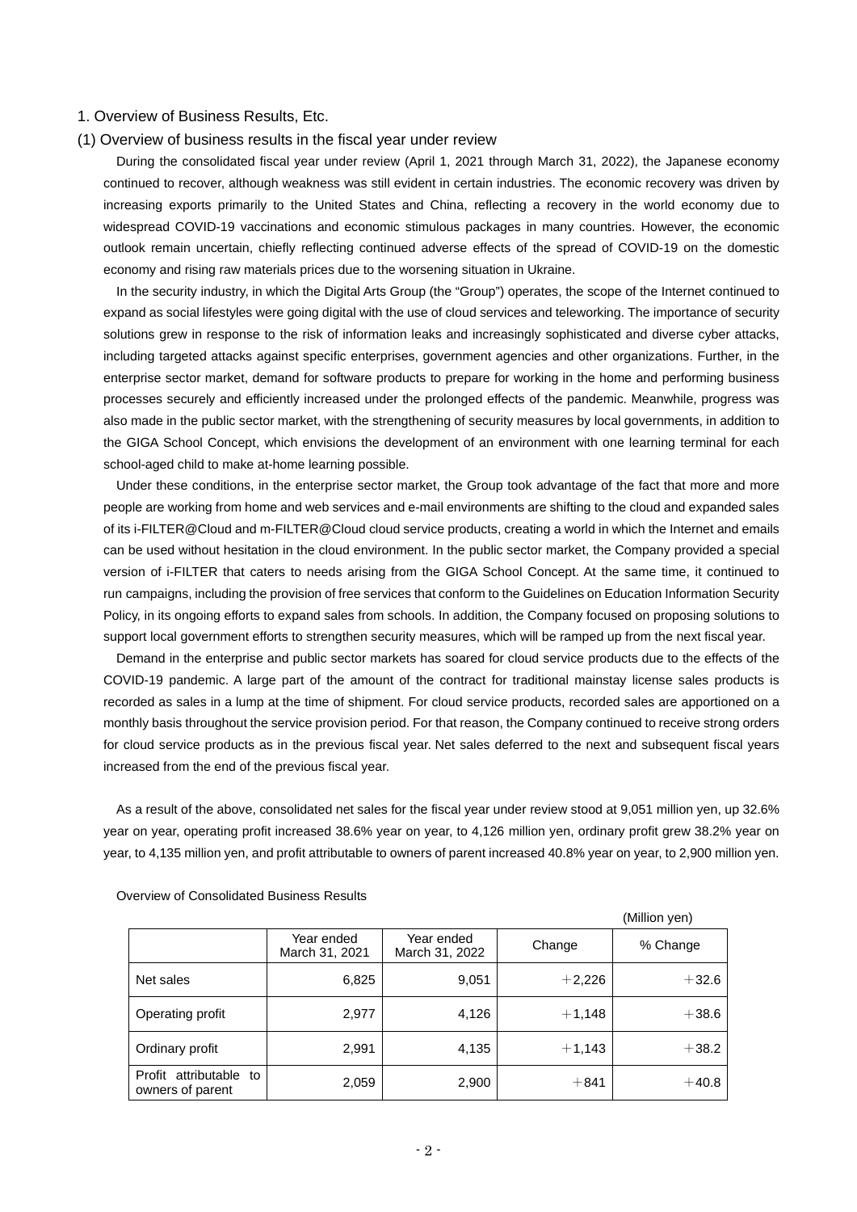## 1. Overview of Business Results, Etc.

### (1) Overview of business results in the fiscal year under review

During the consolidated fiscal year under review (April 1, 2021 through March 31, 2022), the Japanese economy continued to recover, although weakness was still evident in certain industries. The economic recovery was driven by increasing exports primarily to the United States and China, reflecting a recovery in the world economy due to widespread COVID-19 vaccinations and economic stimulous packages in many countries. However, the economic outlook remain uncertain, chiefly reflecting continued adverse effects of the spread of COVID-19 on the domestic economy and rising raw materials prices due to the worsening situation in Ukraine.

In the security industry, in which the Digital Arts Group (the "Group") operates, the scope of the Internet continued to expand as social lifestyles were going digital with the use of cloud services and teleworking. The importance of security solutions grew in response to the risk of information leaks and increasingly sophisticated and diverse cyber attacks, including targeted attacks against specific enterprises, government agencies and other organizations. Further, in the enterprise sector market, demand for software products to prepare for working in the home and performing business processes securely and efficiently increased under the prolonged effects of the pandemic. Meanwhile, progress was also made in the public sector market, with the strengthening of security measures by local governments, in addition to the GIGA School Concept, which envisions the development of an environment with one learning terminal for each school-aged child to make at-home learning possible.

Under these conditions, in the enterprise sector market, the Group took advantage of the fact that more and more people are working from home and web services and e-mail environments are shifting to the cloud and expanded sales of its i-FILTER@Cloud and m-FILTER@Cloud cloud service products, creating a world in which the Internet and emails can be used without hesitation in the cloud environment. In the public sector market, the Company provided a special version of i-FILTER that caters to needs arising from the GIGA School Concept. At the same time, it continued to run campaigns, including the provision of free services that conform to the Guidelines on Education Information Security Policy, in its ongoing efforts to expand sales from schools. In addition, the Company focused on proposing solutions to support local government efforts to strengthen security measures, which will be ramped up from the next fiscal year.

Demand in the enterprise and public sector markets has soared for cloud service products due to the effects of the COVID-19 pandemic. A large part of the amount of the contract for traditional mainstay license sales products is recorded as sales in a lump at the time of shipment. For cloud service products, recorded sales are apportioned on a monthly basis throughout the service provision period. For that reason, the Company continued to receive strong orders for cloud service products as in the previous fiscal year. Net sales deferred to the next and subsequent fiscal years increased from the end of the previous fiscal year.

As a result of the above, consolidated net sales for the fiscal year under review stood at 9,051 million yen, up 32.6% year on year, operating profit increased 38.6% year on year, to 4,126 million yen, ordinary profit grew 38.2% year on year, to 4,135 million yen, and profit attributable to owners of parent increased 40.8% year on year, to 2,900 million yen.

Overview of Consolidated Business Results

(Million yen)

| | Year ended March 31, 2021 | Year ended March 31, 2022 | Change | % Change |
|---|---|---|---|---|
| Net sales | 6,825 | 9,051 | ＋2,226 | ＋32.6 |
| Operating profit | 2,977 | 4,126 | ＋1,148 | ＋38.6 |
| Ordinary profit | 2,991 | 4,135 | ＋1,143 | ＋38.2 |
| Profit attributable to owners of parent | 2,059 | 2,900 | ＋841 | ＋40.8 |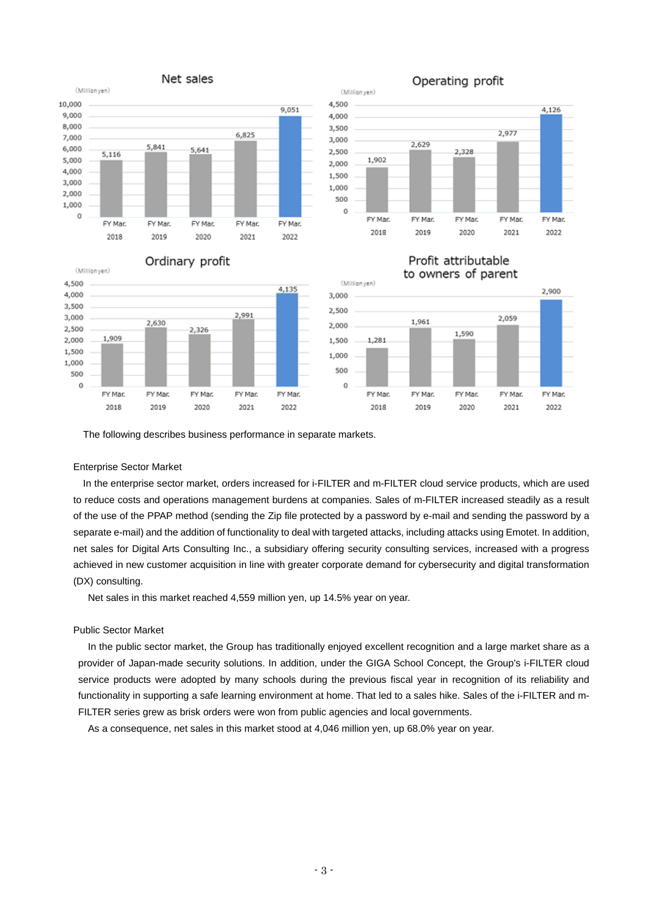Net sales

(Million yen)

| | FY Mar. 2018 | FY Mar. 2019 | FY Mar. 2020 | FY Mar. 2021 | FY Mar. 2022 |
|---|---|---|---|---|---|
| Net sales | 5,116 | 5,841 | 5,641 | 6,825 | 9,051 |

Operating profit

(Million yen)

| | FY Mar. 2018 | FY Mar. 2019 | FY Mar. 2020 | FY Mar. 2021 | FY Mar. 2022 |
|---|---|---|---|---|---|
| Operating profit | 1,902 | 2,629 | 2,328 | 2,977 | 4,126 |

Ordinary profit

(Million yen)

| | FY Mar. 2018 | FY Mar. 2019 | FY Mar. 2020 | FY Mar. 2021 | FY Mar. 2022 |
|---|---|---|---|---|---|
| Ordinary profit | 1,909 | 2,630 | 2,326 | 2,991 | 4,135 |

Profit attributable to owners of parent

(Million yen)

| | FY Mar. 2018 | FY Mar. 2019 | FY Mar. 2020 | FY Mar. 2021 | FY Mar. 2022 |
|---|---|---|---|---|---|
| Profit attributable to owners of parent | 1,281 | 1,961 | 1,590 | 2,059 | 2,900 |

The following describes business performance in separate markets.

Enterprise Sector Market

In the enterprise sector market, orders increased for i-FILTER and m-FILTER cloud service products, which are used to reduce costs and operations management burdens at companies. Sales of m-FILTER increased steadily as a result of the use of the PPAP method (sending the Zip file protected by a password by e-mail and sending the password by a separate e-mail) and the addition of functionality to deal with targeted attacks, including attacks using Emotet. In addition, net sales for Digital Arts Consulting Inc., a subsidiary offering security consulting services, increased with a progress achieved in new customer acquisition in line with greater corporate demand for cybersecurity and digital transformation (DX) consulting.

Net sales in this market reached 4,559 million yen, up 14.5% year on year.

Public Sector Market

In the public sector market, the Group has traditionally enjoyed excellent recognition and a large market share as a provider of Japan-made security solutions. In addition, under the GIGA School Concept, the Group's i-FILTER cloud service products were adopted by many schools during the previous fiscal year in recognition of its reliability and functionality in supporting a safe learning environment at home. That led to a sales hike. Sales of the i-FILTER and m-FILTER series grew as brisk orders were won from public agencies and local governments.

As a consequence, net sales in this market stood at 4,046 million yen, up 68.0% year on year.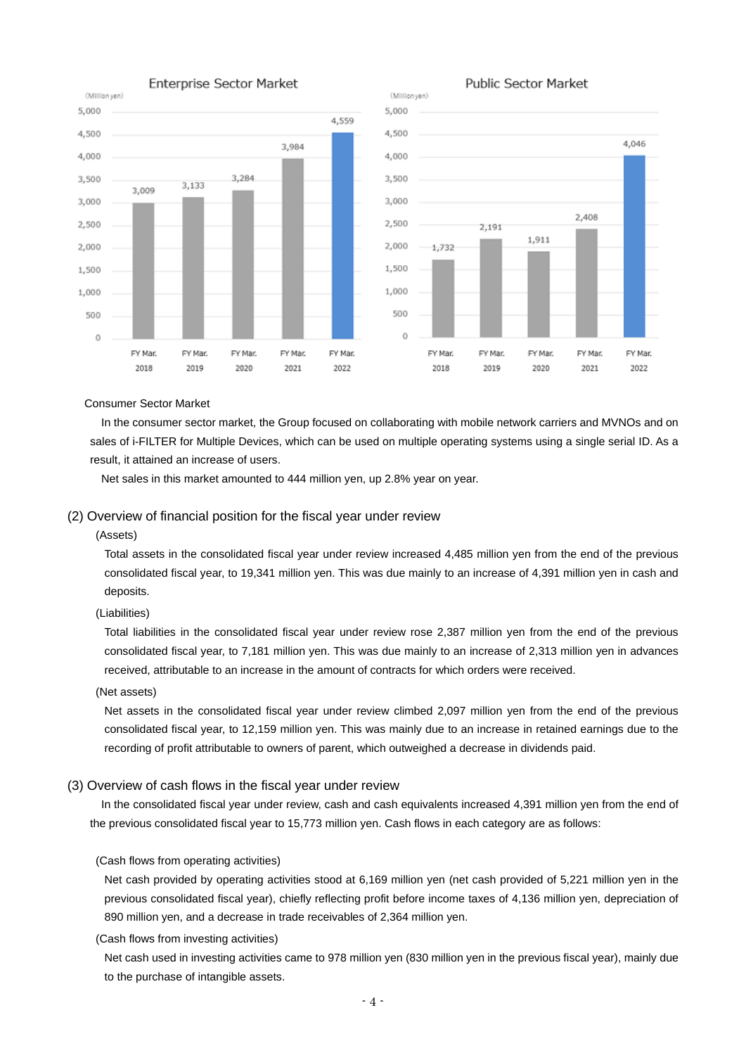Enterprise Sector Market

(Million yen)

| FY Mar. 2018 | FY Mar. 2019 | FY Mar. 2020 | FY Mar. 2021 | FY Mar. 2022 |
|---|---|---|---|---|
| 3,009 | 3,133 | 3,284 | 3,984 | 4,559 |

Public Sector Market

(Million yen)

| FY Mar. 2018 | FY Mar. 2019 | FY Mar. 2020 | FY Mar. 2021 | FY Mar. 2022 |
|---|---|---|---|---|
| 1,732 | 2,191 | 1,911 | 2,408 | 4,046 |

Consumer Sector Market

In the consumer sector market, the Group focused on collaborating with mobile network carriers and MVNOs and on sales of i-FILTER for Multiple Devices, which can be used on multiple operating systems using a single serial ID. As a result, it attained an increase of users.

Net sales in this market amounted to 444 million yen, up 2.8% year on year.

## (2) Overview of financial position for the fiscal year under review

(Assets)

Total assets in the consolidated fiscal year under review increased 4,485 million yen from the end of the previous consolidated fiscal year, to 19,341 million yen. This was due mainly to an increase of 4,391 million yen in cash and deposits.

(Liabilities)

Total liabilities in the consolidated fiscal year under review rose 2,387 million yen from the end of the previous consolidated fiscal year, to 7,181 million yen. This was due mainly to an increase of 2,313 million yen in advances received, attributable to an increase in the amount of contracts for which orders were received.

(Net assets)

Net assets in the consolidated fiscal year under review climbed 2,097 million yen from the end of the previous consolidated fiscal year, to 12,159 million yen. This was mainly due to an increase in retained earnings due to the recording of profit attributable to owners of parent, which outweighed a decrease in dividends paid.

## (3) Overview of cash flows in the fiscal year under review

In the consolidated fiscal year under review, cash and cash equivalents increased 4,391 million yen from the end of the previous consolidated fiscal year to 15,773 million yen. Cash flows in each category are as follows:

(Cash flows from operating activities)

Net cash provided by operating activities stood at 6,169 million yen (net cash provided of 5,221 million yen in the previous consolidated fiscal year), chiefly reflecting profit before income taxes of 4,136 million yen, depreciation of 890 million yen, and a decrease in trade receivables of 2,364 million yen.

(Cash flows from investing activities)

Net cash used in investing activities came to 978 million yen (830 million yen in the previous fiscal year), mainly due to the purchase of intangible assets.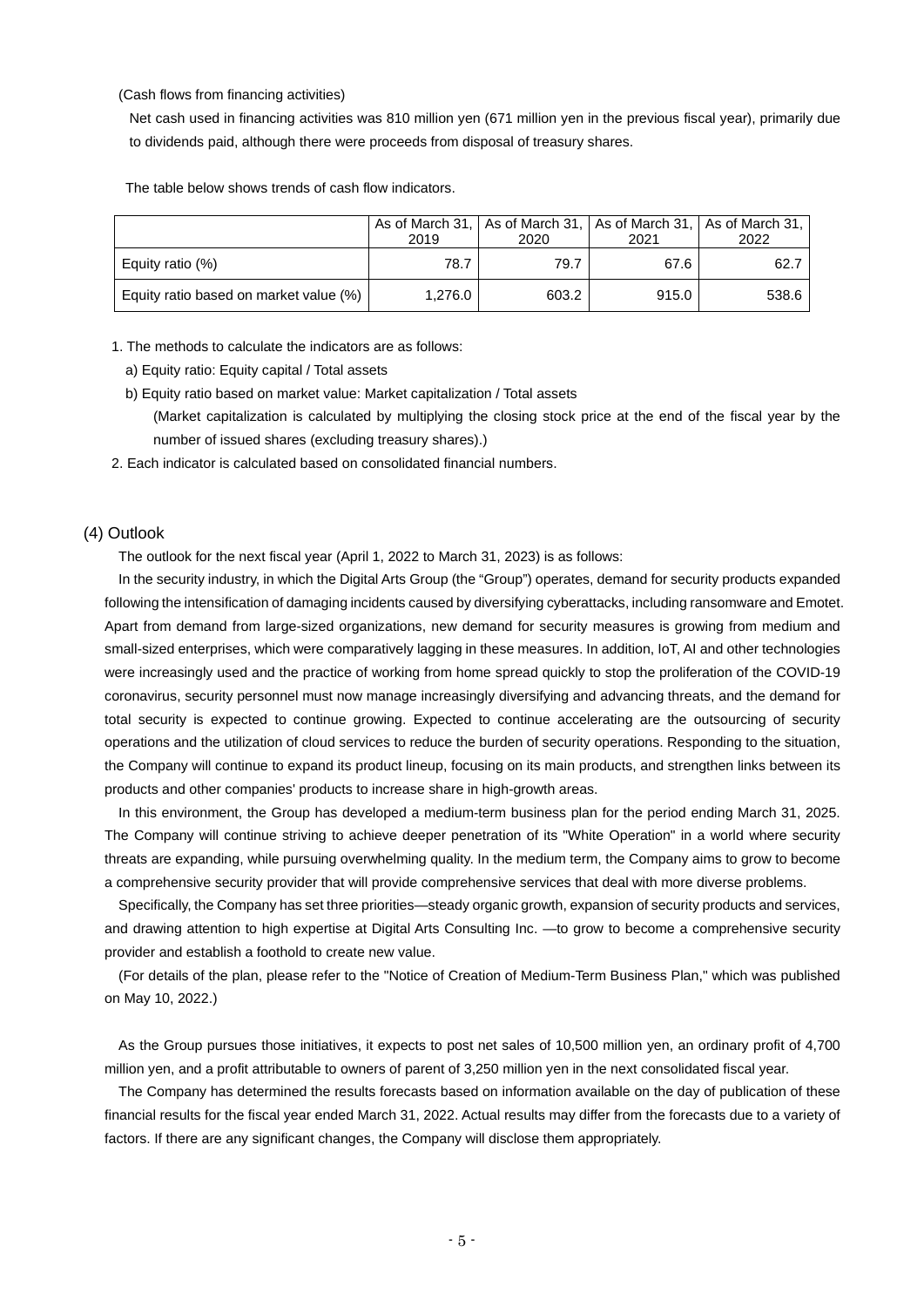(Cash flows from financing activities)

Net cash used in financing activities was 810 million yen (671 million yen in the previous fiscal year), primarily due to dividends paid, although there were proceeds from disposal of treasury shares.

The table below shows trends of cash flow indicators.

| | As of March 31, 2019 | As of March 31, 2020 | As of March 31, 2021 | As of March 31, 2022 |
|---|---|---|---|---|
| Equity ratio (%) | 78.7 | 79.7 | 67.6 | 62.7 |
| Equity ratio based on market value (%) | 1,276.0 | 603.2 | 915.0 | 538.6 |

1. The methods to calculate the indicators are as follows:
   a) Equity ratio: Equity capital / Total assets
   b) Equity ratio based on market value: Market capitalization / Total assets
      (Market capitalization is calculated by multiplying the closing stock price at the end of the fiscal year by the number of issued shares (excluding treasury shares).)
2. Each indicator is calculated based on consolidated financial numbers.

## (4) Outlook

The outlook for the next fiscal year (April 1, 2022 to March 31, 2023) is as follows:

In the security industry, in which the Digital Arts Group (the "Group") operates, demand for security products expanded following the intensification of damaging incidents caused by diversifying cyberattacks, including ransomware and Emotet. Apart from demand from large-sized organizations, new demand for security measures is growing from medium and small-sized enterprises, which were comparatively lagging in these measures. In addition, IoT, AI and other technologies were increasingly used and the practice of working from home spread quickly to stop the proliferation of the COVID-19 coronavirus, security personnel must now manage increasingly diversifying and advancing threats, and the demand for total security is expected to continue growing. Expected to continue accelerating are the outsourcing of security operations and the utilization of cloud services to reduce the burden of security operations. Responding to the situation, the Company will continue to expand its product lineup, focusing on its main products, and strengthen links between its products and other companies' products to increase share in high-growth areas.

In this environment, the Group has developed a medium-term business plan for the period ending March 31, 2025. The Company will continue striving to achieve deeper penetration of its "White Operation" in a world where security threats are expanding, while pursuing overwhelming quality. In the medium term, the Company aims to grow to become a comprehensive security provider that will provide comprehensive services that deal with more diverse problems.

Specifically, the Company has set three priorities—steady organic growth, expansion of security products and services, and drawing attention to high expertise at Digital Arts Consulting Inc. —to grow to become a comprehensive security provider and establish a foothold to create new value.

(For details of the plan, please refer to the "Notice of Creation of Medium-Term Business Plan," which was published on May 10, 2022.)

As the Group pursues those initiatives, it expects to post net sales of 10,500 million yen, an ordinary profit of 4,700 million yen, and a profit attributable to owners of parent of 3,250 million yen in the next consolidated fiscal year.

The Company has determined the results forecasts based on information available on the day of publication of these financial results for the fiscal year ended March 31, 2022. Actual results may differ from the forecasts due to a variety of factors. If there are any significant changes, the Company will disclose them appropriately.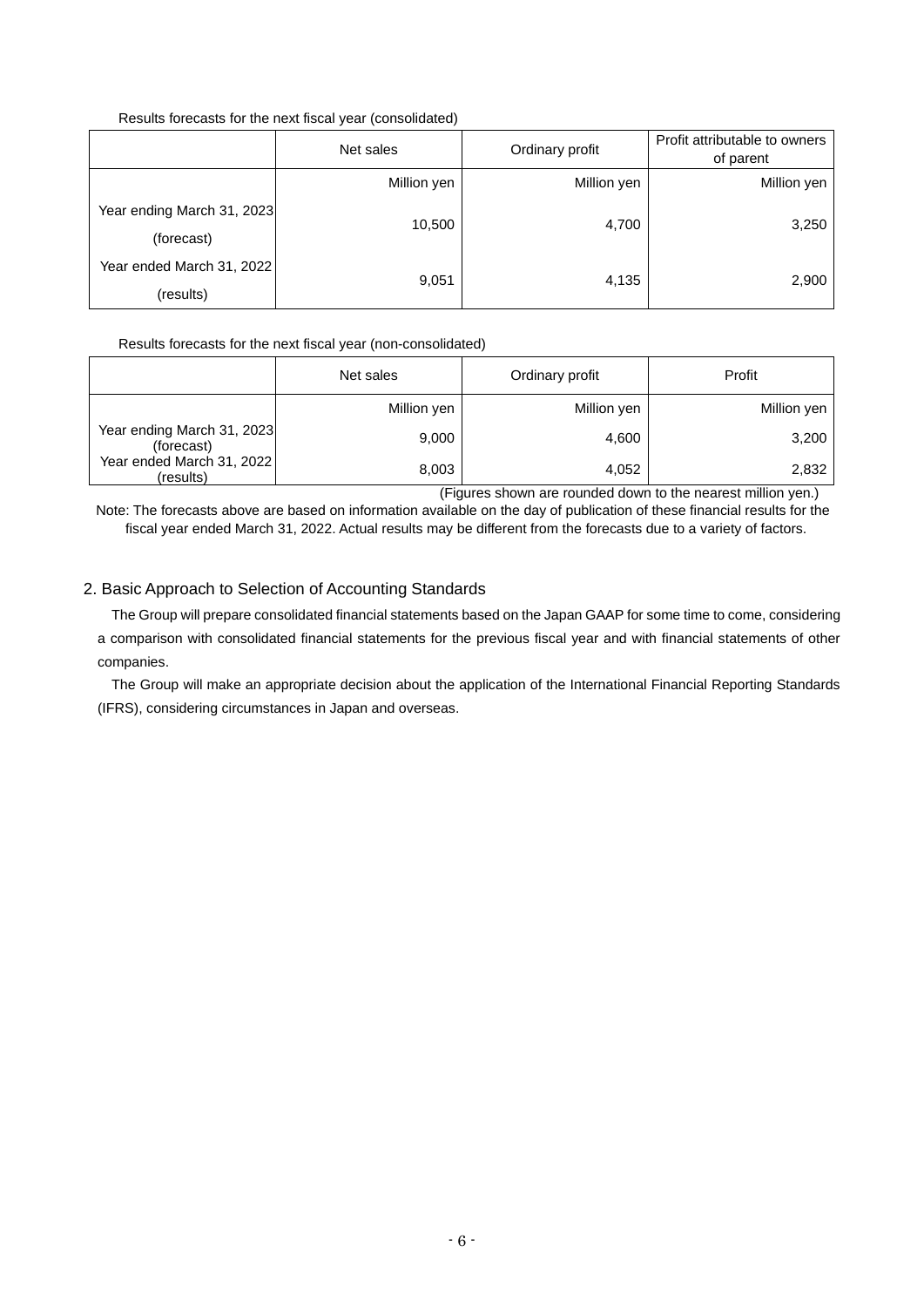Results forecasts for the next fiscal year (consolidated)

| | Net sales | Ordinary profit | Profit attributable to owners of parent |
|---|---|---|---|
| | Million yen | Million yen | Million yen |
| Year ending March 31, 2023 (forecast) | 10,500 | 4,700 | 3,250 |
| Year ended March 31, 2022 (results) | 9,051 | 4,135 | 2,900 |

Results forecasts for the next fiscal year (non-consolidated)

| | Net sales | Ordinary profit | Profit |
|---|---|---|---|
| | Million yen | Million yen | Million yen |
| Year ending March 31, 2023 (forecast) | 9,000 | 4,600 | 3,200 |
| Year ended March 31, 2022 (results) | 8,003 | 4,052 | 2,832 |

(Figures shown are rounded down to the nearest million yen.)

Note: The forecasts above are based on information available on the day of publication of these financial results for the fiscal year ended March 31, 2022. Actual results may be different from the forecasts due to a variety of factors.

## 2. Basic Approach to Selection of Accounting Standards

The Group will prepare consolidated financial statements based on the Japan GAAP for some time to come, considering a comparison with consolidated financial statements for the previous fiscal year and with financial statements of other companies.

The Group will make an appropriate decision about the application of the International Financial Reporting Standards (IFRS), considering circumstances in Japan and overseas.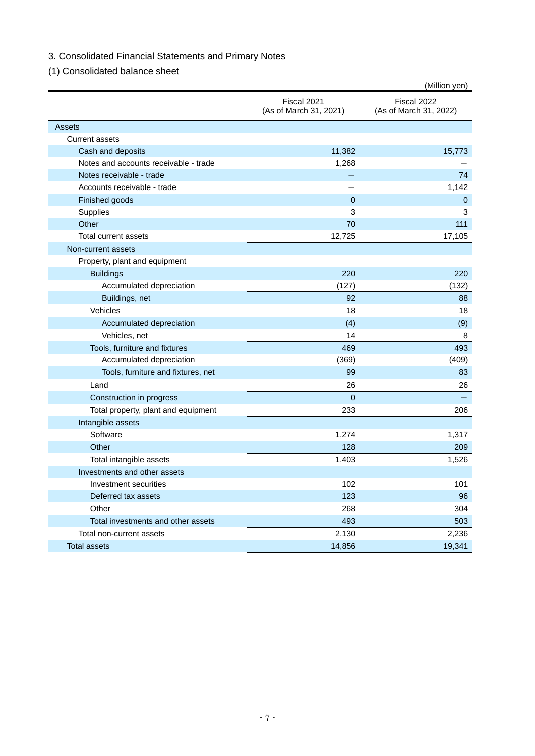## 3. Consolidated Financial Statements and Primary Notes

### (1) Consolidated balance sheet

(Million yen)

| | Fiscal 2021 (As of March 31, 2021) | Fiscal 2022 (As of March 31, 2022) |
|---|---|---|
| Assets | | |
| Current assets | | |
| Cash and deposits | 11,382 | 15,773 |
| Notes and accounts receivable - trade | 1,268 | — |
| Notes receivable - trade | — | 74 |
| Accounts receivable - trade | — | 1,142 |
| Finished goods | 0 | 0 |
| Supplies | 3 | 3 |
| Other | 70 | 111 |
| Total current assets | 12,725 | 17,105 |
| Non-current assets | | |
| Property, plant and equipment | | |
| Buildings | 220 | 220 |
| Accumulated depreciation | (127) | (132) |
| Buildings, net | 92 | 88 |
| Vehicles | 18 | 18 |
| Accumulated depreciation | (4) | (9) |
| Vehicles, net | 14 | 8 |
| Tools, furniture and fixtures | 469 | 493 |
| Accumulated depreciation | (369) | (409) |
| Tools, furniture and fixtures, net | 99 | 83 |
| Land | 26 | 26 |
| Construction in progress | 0 | — |
| Total property, plant and equipment | 233 | 206 |
| Intangible assets | | |
| Software | 1,274 | 1,317 |
| Other | 128 | 209 |
| Total intangible assets | 1,403 | 1,526 |
| Investments and other assets | | |
| Investment securities | 102 | 101 |
| Deferred tax assets | 123 | 96 |
| Other | 268 | 304 |
| Total investments and other assets | 493 | 503 |
| Total non-current assets | 2,130 | 2,236 |
| Total assets | 14,856 | 19,341 |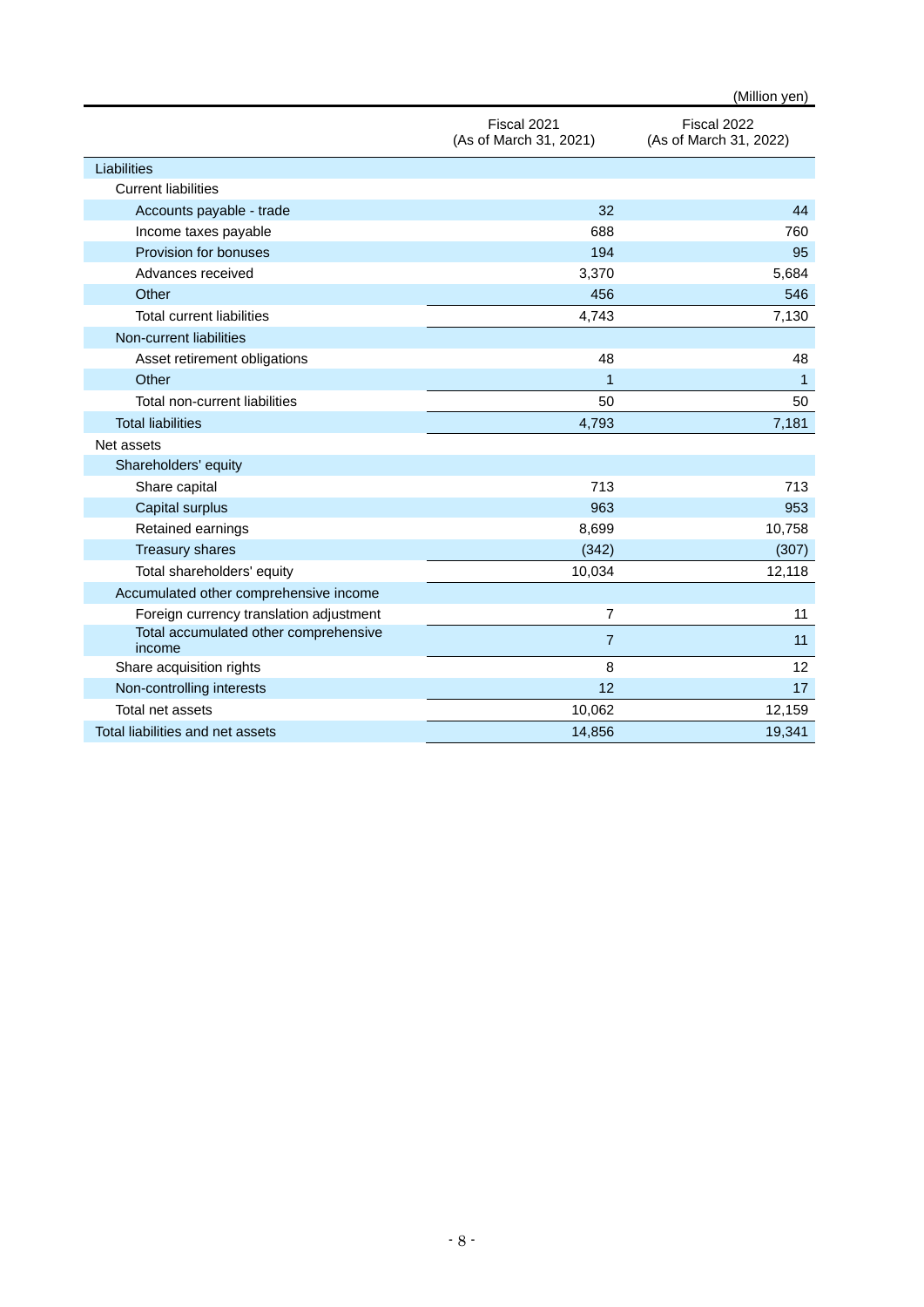(Million yen)

| | Fiscal 2021 (As of March 31, 2021) | Fiscal 2022 (As of March 31, 2022) |
|---|---|---|
| Liabilities | | |
| Current liabilities | | |
| Accounts payable - trade | 32 | 44 |
| Income taxes payable | 688 | 760 |
| Provision for bonuses | 194 | 95 |
| Advances received | 3,370 | 5,684 |
| Other | 456 | 546 |
| Total current liabilities | 4,743 | 7,130 |
| Non-current liabilities | | |
| Asset retirement obligations | 48 | 48 |
| Other | 1 | 1 |
| Total non-current liabilities | 50 | 50 |
| Total liabilities | 4,793 | 7,181 |
| Net assets | | |
| Shareholders' equity | | |
| Share capital | 713 | 713 |
| Capital surplus | 963 | 953 |
| Retained earnings | 8,699 | 10,758 |
| Treasury shares | (342) | (307) |
| Total shareholders' equity | 10,034 | 12,118 |
| Accumulated other comprehensive income | | |
| Foreign currency translation adjustment | 7 | 11 |
| Total accumulated other comprehensive income | 7 | 11 |
| Share acquisition rights | 8 | 12 |
| Non-controlling interests | 12 | 17 |
| Total net assets | 10,062 | 12,159 |
| Total liabilities and net assets | 14,856 | 19,341 |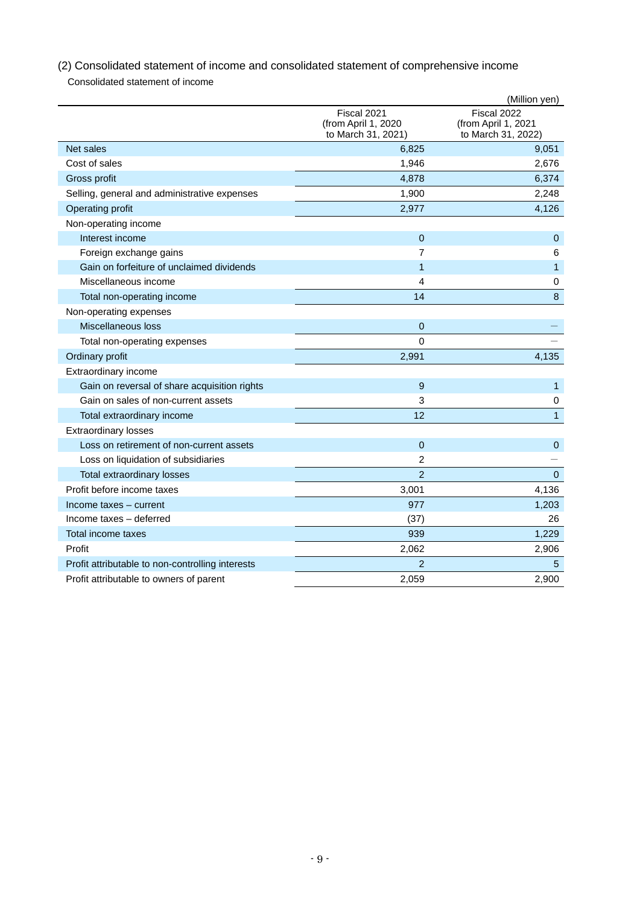## (2) Consolidated statement of income and consolidated statement of comprehensive income

Consolidated statement of income

(Million yen)

| | Fiscal 2021 (from April 1, 2020 to March 31, 2021) | Fiscal 2022 (from April 1, 2021 to March 31, 2022) |
|---|---|---|
| Net sales | 6,825 | 9,051 |
| Cost of sales | 1,946 | 2,676 |
| Gross profit | 4,878 | 6,374 |
| Selling, general and administrative expenses | 1,900 | 2,248 |
| Operating profit | 2,977 | 4,126 |
| Non-operating income | | |
| Interest income | 0 | 0 |
| Foreign exchange gains | 7 | 6 |
| Gain on forfeiture of unclaimed dividends | 1 | 1 |
| Miscellaneous income | 4 | 0 |
| Total non-operating income | 14 | 8 |
| Non-operating expenses | | |
| Miscellaneous loss | 0 | — |
| Total non-operating expenses | 0 | — |
| Ordinary profit | 2,991 | 4,135 |
| Extraordinary income | | |
| Gain on reversal of share acquisition rights | 9 | 1 |
| Gain on sales of non-current assets | 3 | 0 |
| Total extraordinary income | 12 | 1 |
| Extraordinary losses | | |
| Loss on retirement of non-current assets | 0 | 0 |
| Loss on liquidation of subsidiaries | 2 | — |
| Total extraordinary losses | 2 | 0 |
| Profit before income taxes | 3,001 | 4,136 |
| Income taxes – current | 977 | 1,203 |
| Income taxes – deferred | (37) | 26 |
| Total income taxes | 939 | 1,229 |
| Profit | 2,062 | 2,906 |
| Profit attributable to non-controlling interests | 2 | 5 |
| Profit attributable to owners of parent | 2,059 | 2,900 |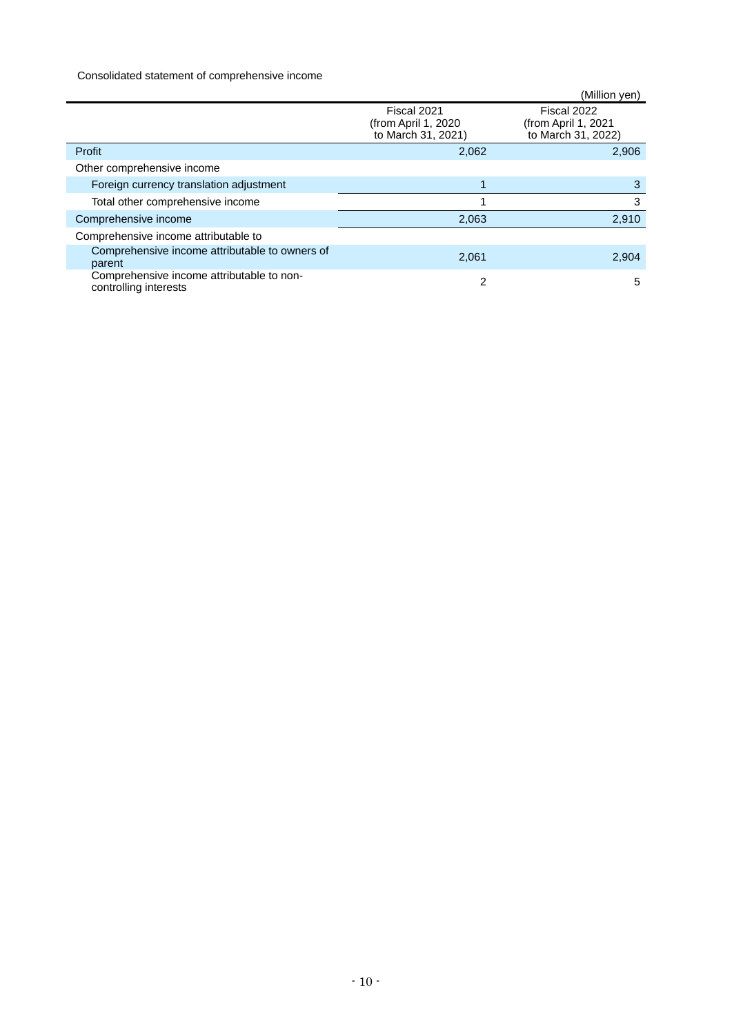Consolidated statement of comprehensive income

(Million yen)

| | Fiscal 2021 (from April 1, 2020 to March 31, 2021) | Fiscal 2022 (from April 1, 2021 to March 31, 2022) |
|---|---|---|
| Profit | 2,062 | 2,906 |
| Other comprehensive income | | |
| Foreign currency translation adjustment | 1 | 3 |
| Total other comprehensive income | 1 | 3 |
| Comprehensive income | 2,063 | 2,910 |
| Comprehensive income attributable to | | |
| Comprehensive income attributable to owners of parent | 2,061 | 2,904 |
| Comprehensive income attributable to non-controlling interests | 2 | 5 |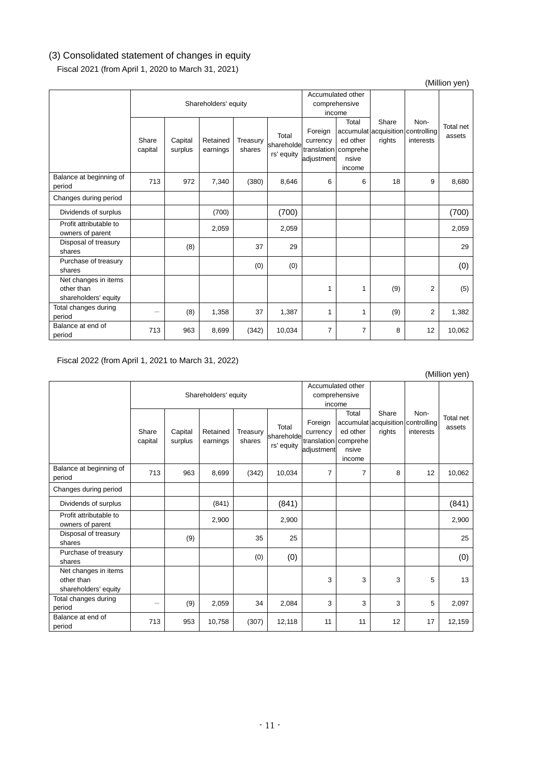## (3) Consolidated statement of changes in equity

Fiscal 2021 (from April 1, 2020 to March 31, 2021)

(Million yen)

| | Shareholders' equity | | | | | Accumulated other comprehensive income | | Share acquisition rights | Non-controlling interests | Total net assets |
|---|---|---|---|---|---|---|---|---|---|---|
| | Share capital | Capital surplus | Retained earnings | Treasury shares | Total shareholders' equity | Foreign currency translation adjustment | Total accumulated other comprehensive income | | | |
| Balance at beginning of period | 713 | 972 | 7,340 | (380) | 8,646 | 6 | 6 | 18 | 9 | 8,680 |
| Changes during period | | | | | | | | | | |
| Dividends of surplus | | | (700) | | (700) | | | | | (700) |
| Profit attributable to owners of parent | | | 2,059 | | 2,059 | | | | | 2,059 |
| Disposal of treasury shares | | (8) | | 37 | 29 | | | | | 29 |
| Purchase of treasury shares | | | | (0) | (0) | | | | | (0) |
| Net changes in items other than shareholders' equity | | | | | | 1 | 1 | (9) | 2 | (5) |
| Total changes during period | － | (8) | 1,358 | 37 | 1,387 | 1 | 1 | (9) | 2 | 1,382 |
| Balance at end of period | 713 | 963 | 8,699 | (342) | 10,034 | 7 | 7 | 8 | 12 | 10,062 |

Fiscal 2022 (from April 1, 2021 to March 31, 2022)

(Million yen)

| | Shareholders' equity | | | | | Accumulated other comprehensive income | | Share acquisition rights | Non-controlling interests | Total net assets |
|---|---|---|---|---|---|---|---|---|---|---|
| | Share capital | Capital surplus | Retained earnings | Treasury shares | Total shareholders' equity | Foreign currency translation adjustment | Total accumulated other comprehensive income | | | |
| Balance at beginning of period | 713 | 963 | 8,699 | (342) | 10,034 | 7 | 7 | 8 | 12 | 10,062 |
| Changes during period | | | | | | | | | | |
| Dividends of surplus | | | (841) | | (841) | | | | | (841) |
| Profit attributable to owners of parent | | | 2,900 | | 2,900 | | | | | 2,900 |
| Disposal of treasury shares | | (9) | | 35 | 25 | | | | | 25 |
| Purchase of treasury shares | | | | (0) | (0) | | | | | (0) |
| Net changes in items other than shareholders' equity | | | | | | 3 | 3 | 3 | 5 | 13 |
| Total changes during period | － | (9) | 2,059 | 34 | 2,084 | 3 | 3 | 3 | 5 | 2,097 |
| Balance at end of period | 713 | 953 | 10,758 | (307) | 12,118 | 11 | 11 | 12 | 17 | 12,159 |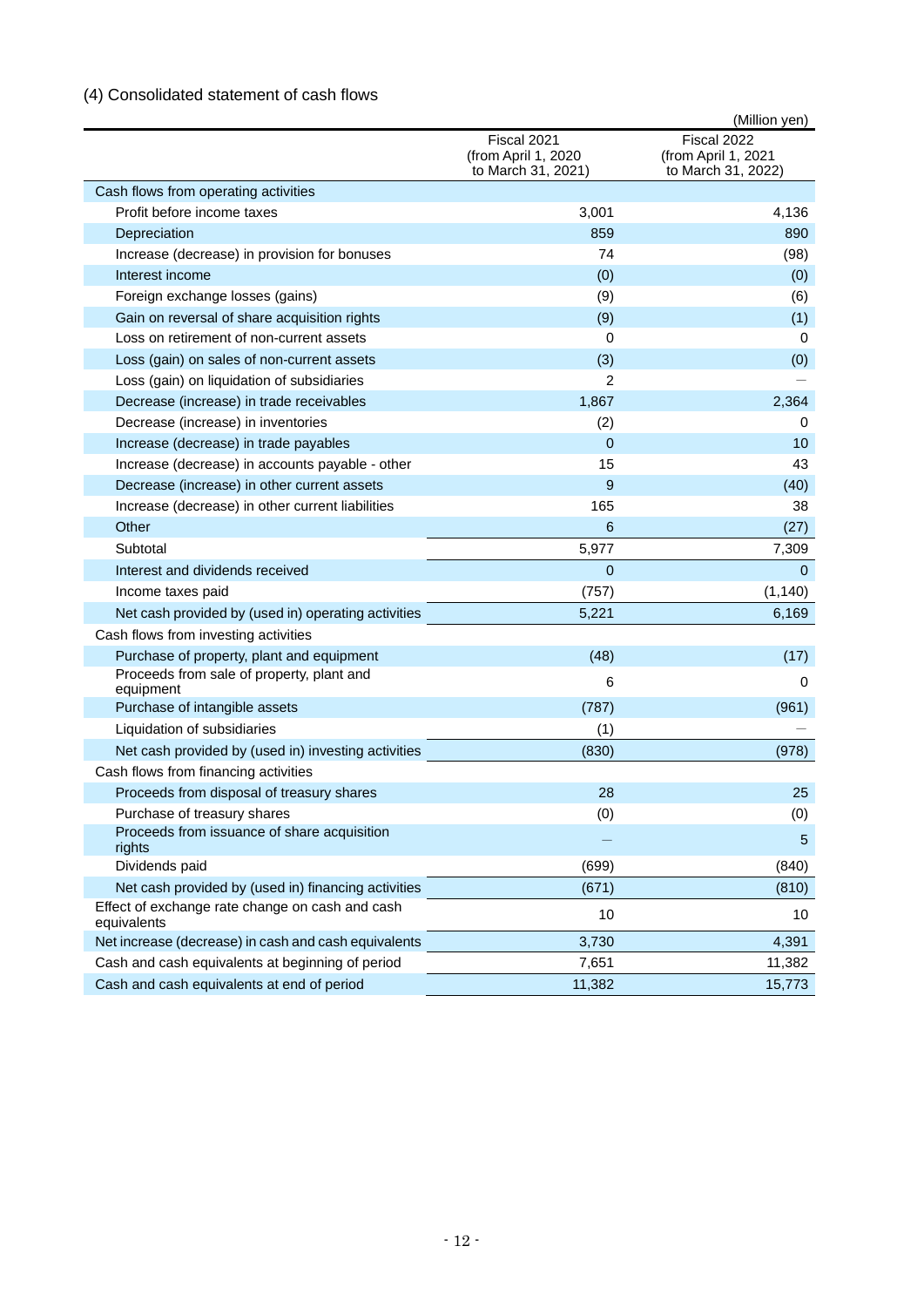### (4) Consolidated statement of cash flows

(Million yen)

| | Fiscal 2021 (from April 1, 2020 to March 31, 2021) | Fiscal 2022 (from April 1, 2021 to March 31, 2022) |
|---|---|---|
| Cash flows from operating activities | | |
| Profit before income taxes | 3,001 | 4,136 |
| Depreciation | 859 | 890 |
| Increase (decrease) in provision for bonuses | 74 | (98) |
| Interest income | (0) | (0) |
| Foreign exchange losses (gains) | (9) | (6) |
| Gain on reversal of share acquisition rights | (9) | (1) |
| Loss on retirement of non-current assets | 0 | 0 |
| Loss (gain) on sales of non-current assets | (3) | (0) |
| Loss (gain) on liquidation of subsidiaries | 2 | — |
| Decrease (increase) in trade receivables | 1,867 | 2,364 |
| Decrease (increase) in inventories | (2) | 0 |
| Increase (decrease) in trade payables | 0 | 10 |
| Increase (decrease) in accounts payable - other | 15 | 43 |
| Decrease (increase) in other current assets | 9 | (40) |
| Increase (decrease) in other current liabilities | 165 | 38 |
| Other | 6 | (27) |
| Subtotal | 5,977 | 7,309 |
| Interest and dividends received | 0 | 0 |
| Income taxes paid | (757) | (1,140) |
| Net cash provided by (used in) operating activities | 5,221 | 6,169 |
| Cash flows from investing activities | | |
| Purchase of property, plant and equipment | (48) | (17) |
| Proceeds from sale of property, plant and equipment | 6 | 0 |
| Purchase of intangible assets | (787) | (961) |
| Liquidation of subsidiaries | (1) | — |
| Net cash provided by (used in) investing activities | (830) | (978) |
| Cash flows from financing activities | | |
| Proceeds from disposal of treasury shares | 28 | 25 |
| Purchase of treasury shares | (0) | (0) |
| Proceeds from issuance of share acquisition rights | — | 5 |
| Dividends paid | (699) | (840) |
| Net cash provided by (used in) financing activities | (671) | (810) |
| Effect of exchange rate change on cash and cash equivalents | 10 | 10 |
| Net increase (decrease) in cash and cash equivalents | 3,730 | 4,391 |
| Cash and cash equivalents at beginning of period | 7,651 | 11,382 |
| Cash and cash equivalents at end of period | 11,382 | 15,773 |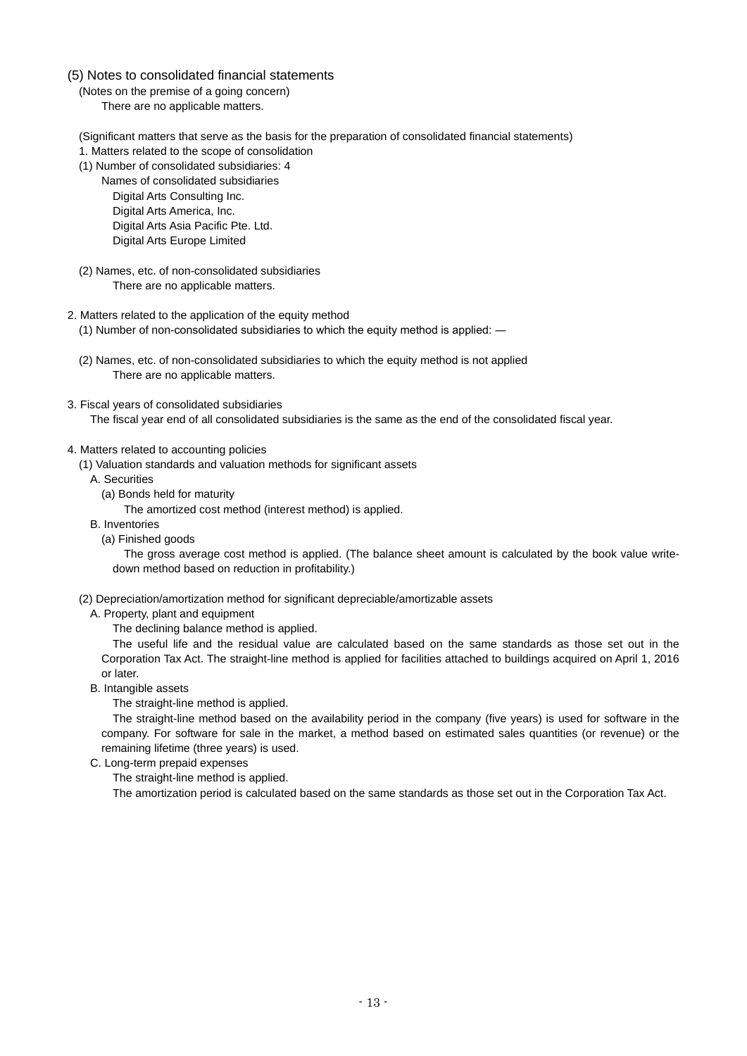## (5) Notes to consolidated financial statements

(Notes on the premise of a going concern)

There are no applicable matters.

(Significant matters that serve as the basis for the preparation of consolidated financial statements)

1. Matters related to the scope of consolidation

(1) Number of consolidated subsidiaries: 4

Names of consolidated subsidiaries

Digital Arts Consulting Inc.
Digital Arts America, Inc.
Digital Arts Asia Pacific Pte. Ltd.
Digital Arts Europe Limited

(2) Names, etc. of non-consolidated subsidiaries

There are no applicable matters.

2. Matters related to the application of the equity method

(1) Number of non-consolidated subsidiaries to which the equity method is applied: —

(2) Names, etc. of non-consolidated subsidiaries to which the equity method is not applied

There are no applicable matters.

3. Fiscal years of consolidated subsidiaries

The fiscal year end of all consolidated subsidiaries is the same as the end of the consolidated fiscal year.

4. Matters related to accounting policies

(1) Valuation standards and valuation methods for significant assets

A. Securities

(a) Bonds held for maturity

The amortized cost method (interest method) is applied.

B. Inventories

(a) Finished goods

The gross average cost method is applied. (The balance sheet amount is calculated by the book value write-down method based on reduction in profitability.)

(2) Depreciation/amortization method for significant depreciable/amortizable assets

A. Property, plant and equipment

The declining balance method is applied.

The useful life and the residual value are calculated based on the same standards as those set out in the Corporation Tax Act. The straight-line method is applied for facilities attached to buildings acquired on April 1, 2016 or later.

B. Intangible assets

The straight-line method is applied.

The straight-line method based on the availability period in the company (five years) is used for software in the company. For software for sale in the market, a method based on estimated sales quantities (or revenue) or the remaining lifetime (three years) is used.

C. Long-term prepaid expenses

The straight-line method is applied.

The amortization period is calculated based on the same standards as those set out in the Corporation Tax Act.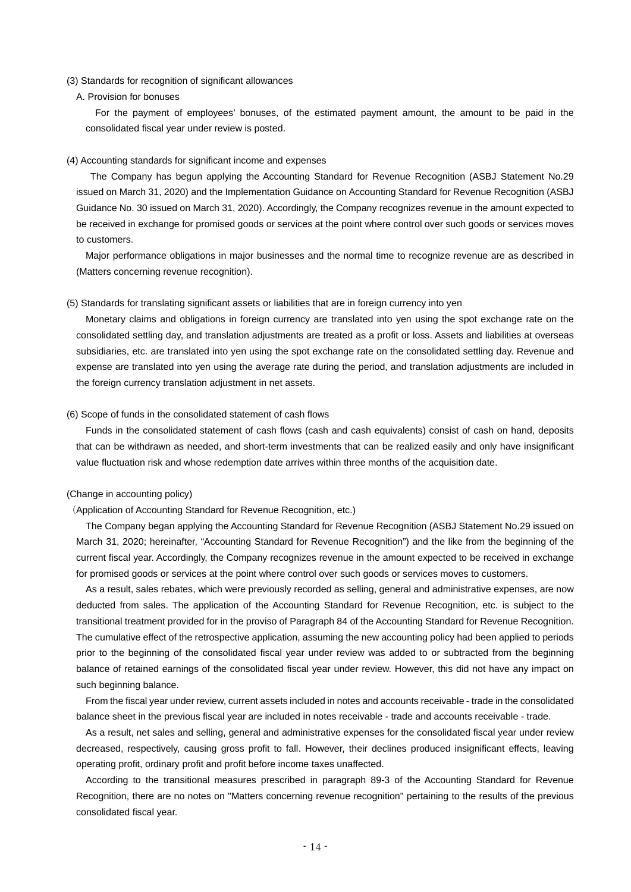(3) Standards for recognition of significant allowances

A. Provision for bonuses

For the payment of employees' bonuses, of the estimated payment amount, the amount to be paid in the consolidated fiscal year under review is posted.

(4) Accounting standards for significant income and expenses

The Company has begun applying the Accounting Standard for Revenue Recognition (ASBJ Statement No.29 issued on March 31, 2020) and the Implementation Guidance on Accounting Standard for Revenue Recognition (ASBJ Guidance No. 30 issued on March 31, 2020). Accordingly, the Company recognizes revenue in the amount expected to be received in exchange for promised goods or services at the point where control over such goods or services moves to customers.

Major performance obligations in major businesses and the normal time to recognize revenue are as described in (Matters concerning revenue recognition).

(5) Standards for translating significant assets or liabilities that are in foreign currency into yen

Monetary claims and obligations in foreign currency are translated into yen using the spot exchange rate on the consolidated settling day, and translation adjustments are treated as a profit or loss. Assets and liabilities at overseas subsidiaries, etc. are translated into yen using the spot exchange rate on the consolidated settling day. Revenue and expense are translated into yen using the average rate during the period, and translation adjustments are included in the foreign currency translation adjustment in net assets.

(6) Scope of funds in the consolidated statement of cash flows

Funds in the consolidated statement of cash flows (cash and cash equivalents) consist of cash on hand, deposits that can be withdrawn as needed, and short-term investments that can be realized easily and only have insignificant value fluctuation risk and whose redemption date arrives within three months of the acquisition date.

(Change in accounting policy)

（Application of Accounting Standard for Revenue Recognition, etc.)

The Company began applying the Accounting Standard for Revenue Recognition (ASBJ Statement No.29 issued on March 31, 2020; hereinafter, "Accounting Standard for Revenue Recognition") and the like from the beginning of the current fiscal year. Accordingly, the Company recognizes revenue in the amount expected to be received in exchange for promised goods or services at the point where control over such goods or services moves to customers.

As a result, sales rebates, which were previously recorded as selling, general and administrative expenses, are now deducted from sales. The application of the Accounting Standard for Revenue Recognition, etc. is subject to the transitional treatment provided for in the proviso of Paragraph 84 of the Accounting Standard for Revenue Recognition. The cumulative effect of the retrospective application, assuming the new accounting policy had been applied to periods prior to the beginning of the consolidated fiscal year under review was added to or subtracted from the beginning balance of retained earnings of the consolidated fiscal year under review. However, this did not have any impact on such beginning balance.

From the fiscal year under review, current assets included in notes and accounts receivable - trade in the consolidated balance sheet in the previous fiscal year are included in notes receivable - trade and accounts receivable - trade.

As a result, net sales and selling, general and administrative expenses for the consolidated fiscal year under review decreased, respectively, causing gross profit to fall. However, their declines produced insignificant effects, leaving operating profit, ordinary profit and profit before income taxes unaffected.

According to the transitional measures prescribed in paragraph 89-3 of the Accounting Standard for Revenue Recognition, there are no notes on "Matters concerning revenue recognition" pertaining to the results of the previous consolidated fiscal year.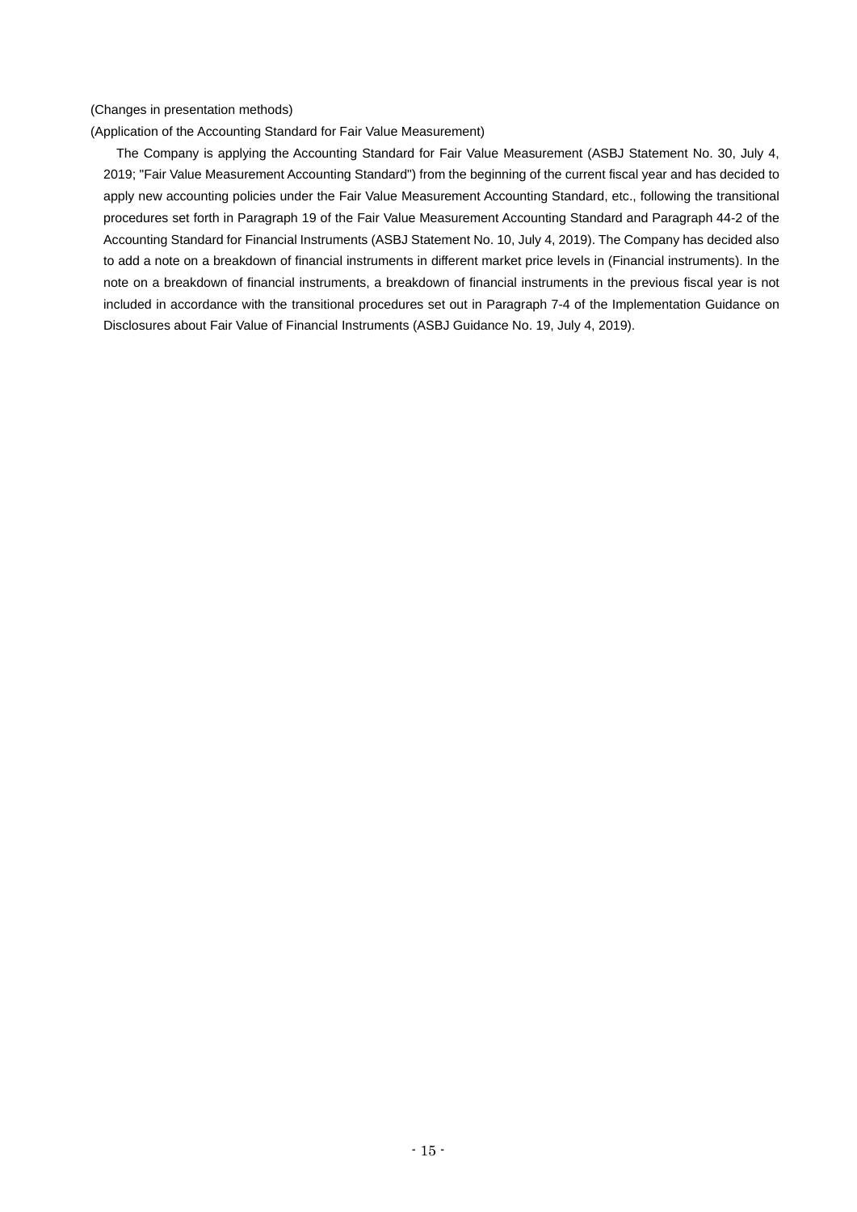(Changes in presentation methods)

(Application of the Accounting Standard for Fair Value Measurement)

The Company is applying the Accounting Standard for Fair Value Measurement (ASBJ Statement No. 30, July 4, 2019; "Fair Value Measurement Accounting Standard") from the beginning of the current fiscal year and has decided to apply new accounting policies under the Fair Value Measurement Accounting Standard, etc., following the transitional procedures set forth in Paragraph 19 of the Fair Value Measurement Accounting Standard and Paragraph 44-2 of the Accounting Standard for Financial Instruments (ASBJ Statement No. 10, July 4, 2019). The Company has decided also to add a note on a breakdown of financial instruments in different market price levels in (Financial instruments). In the note on a breakdown of financial instruments, a breakdown of financial instruments in the previous fiscal year is not included in accordance with the transitional procedures set out in Paragraph 7-4 of the Implementation Guidance on Disclosures about Fair Value of Financial Instruments (ASBJ Guidance No. 19, July 4, 2019).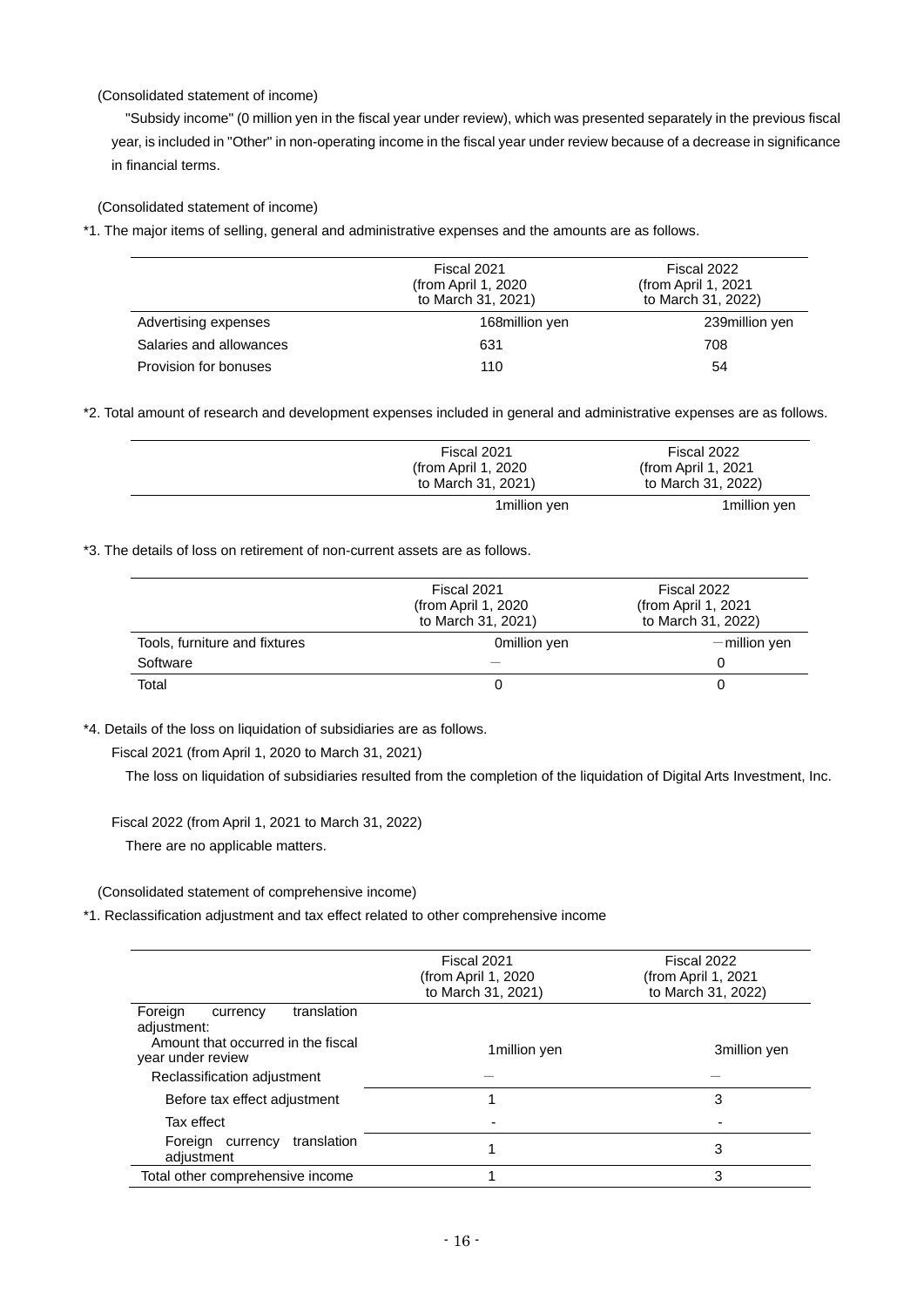(Consolidated statement of income)

"Subsidy income" (0 million yen in the fiscal year under review), which was presented separately in the previous fiscal year, is included in "Other" in non-operating income in the fiscal year under review because of a decrease in significance in financial terms.

(Consolidated statement of income)

*1. The major items of selling, general and administrative expenses and the amounts are as follows.

| | Fiscal 2021 (from April 1, 2020 to March 31, 2021) | Fiscal 2022 (from April 1, 2021 to March 31, 2022) |
|---|---|---|
| Advertising expenses | 168million yen | 239million yen |
| Salaries and allowances | 631 | 708 |
| Provision for bonuses | 110 | 54 |

*2. Total amount of research and development expenses included in general and administrative expenses are as follows.

| | Fiscal 2021 (from April 1, 2020 to March 31, 2021) | Fiscal 2022 (from April 1, 2021 to March 31, 2022) |
|---|---|---|
| | 1million yen | 1million yen |

*3. The details of loss on retirement of non-current assets are as follows.

| | Fiscal 2021 (from April 1, 2020 to March 31, 2021) | Fiscal 2022 (from April 1, 2021 to March 31, 2022) |
|---|---|---|
| Tools, furniture and fixtures | 0million yen | －million yen |
| Software | － | 0 |
| Total | 0 | 0 |

*4. Details of the loss on liquidation of subsidiaries are as follows.

Fiscal 2021 (from April 1, 2020 to March 31, 2021)

The loss on liquidation of subsidiaries resulted from the completion of the liquidation of Digital Arts Investment, Inc.

Fiscal 2022 (from April 1, 2021 to March 31, 2022)

There are no applicable matters.

(Consolidated statement of comprehensive income)

*1. Reclassification adjustment and tax effect related to other comprehensive income

| | Fiscal 2021 (from April 1, 2020 to March 31, 2021) | Fiscal 2022 (from April 1, 2021 to March 31, 2022) |
|---|---|---|
| Foreign currency translation adjustment: | | |
| Amount that occurred in the fiscal year under review | 1million yen | 3million yen |
| Reclassification adjustment | － | － |
| Before tax effect adjustment | 1 | 3 |
| Tax effect | - | - |
| Foreign currency translation adjustment | 1 | 3 |
| Total other comprehensive income | 1 | 3 |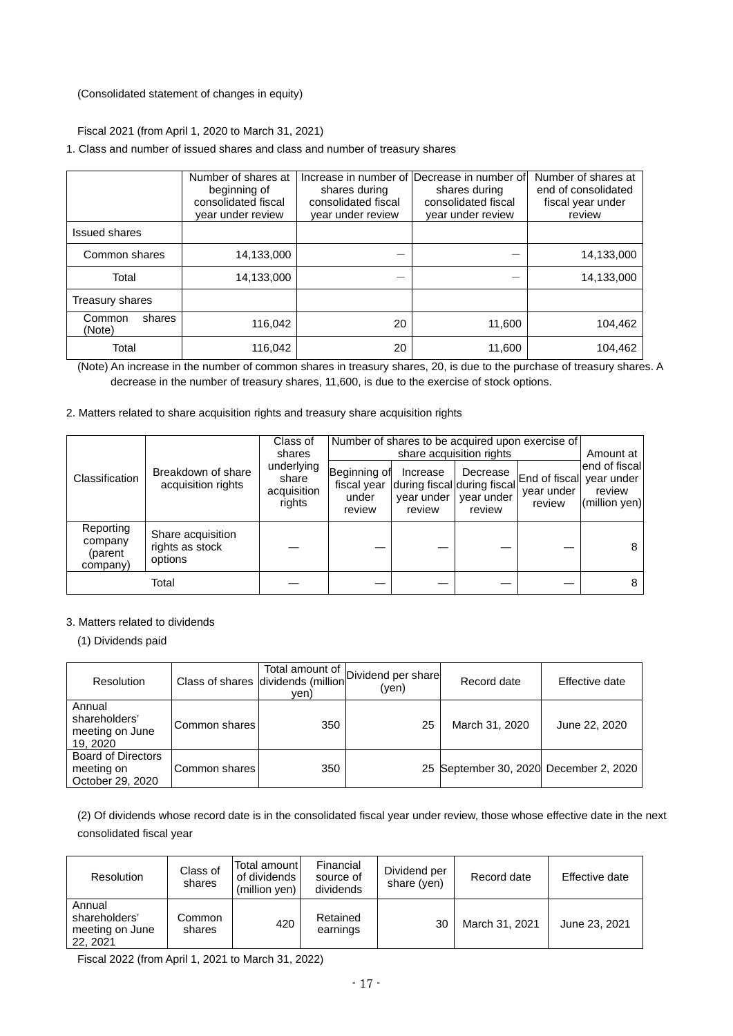(Consolidated statement of changes in equity)

Fiscal 2021 (from April 1, 2020 to March 31, 2021)

1. Class and number of issued shares and class and number of treasury shares

| | Number of shares at beginning of consolidated fiscal year under review | Increase in number of shares during consolidated fiscal year under review | Decrease in number of shares during consolidated fiscal year under review | Number of shares at end of consolidated fiscal year under review |
|---|---|---|---|---|
| Issued shares | | | | |
| Common shares | 14,133,000 | — | — | 14,133,000 |
| Total | 14,133,000 | — | — | 14,133,000 |
| Treasury shares | | | | |
| Common shares (Note) | 116,042 | 20 | 11,600 | 104,462 |
| Total | 116,042 | 20 | 11,600 | 104,462 |

(Note) An increase in the number of common shares in treasury shares, 20, is due to the purchase of treasury shares. A decrease in the number of treasury shares, 11,600, is due to the exercise of stock options.

2. Matters related to share acquisition rights and treasury share acquisition rights

| Classification | Breakdown of share acquisition rights | Class of shares underlying share acquisition rights | Number of shares to be acquired upon exercise of share acquisition rights | | | | Amount at end of fiscal year under review (million yen) |
|---|---|---|---|---|---|---|---|
| | | | Beginning of fiscal year under review | Increase during fiscal year under review | Decrease during fiscal year under review | End of fiscal year under review | |
| Reporting company (parent company) | Share acquisition rights as stock options | — | — | — | — | — | 8 |
| Total | | — | — | — | — | — | 8 |

3. Matters related to dividends

(1) Dividends paid

| Resolution | Class of shares | Total amount of dividends (million yen) | Dividend per share (yen) | Record date | Effective date |
|---|---|---|---|---|---|
| Annual shareholders' meeting on June 19, 2020 | Common shares | 350 | 25 | March 31, 2020 | June 22, 2020 |
| Board of Directors meeting on October 29, 2020 | Common shares | 350 | 25 | September 30, 2020 | December 2, 2020 |

(2) Of dividends whose record date is in the consolidated fiscal year under review, those whose effective date in the next consolidated fiscal year

| Resolution | Class of shares | Total amount of dividends (million yen) | Financial source of dividends | Dividend per share (yen) | Record date | Effective date |
|---|---|---|---|---|---|---|
| Annual shareholders' meeting on June 22, 2021 | Common shares | 420 | Retained earnings | 30 | March 31, 2021 | June 23, 2021 |

Fiscal 2022 (from April 1, 2021 to March 31, 2022)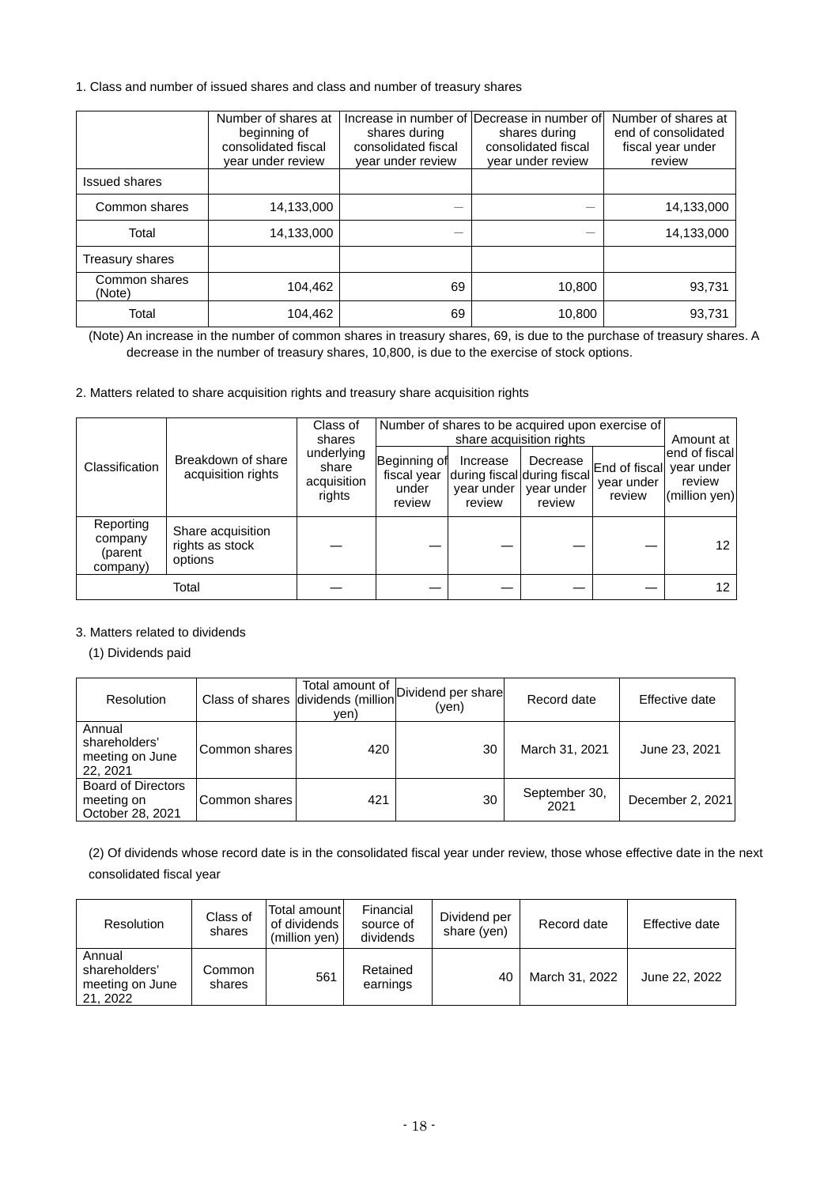1. Class and number of issued shares and class and number of treasury shares

| | Number of shares at beginning of consolidated fiscal year under review | Increase in number of shares during consolidated fiscal year under review | Decrease in number of shares during consolidated fiscal year under review | Number of shares at end of consolidated fiscal year under review |
|---|---|---|---|---|
| Issued shares | | | | |
| Common shares | 14,133,000 | — | — | 14,133,000 |
| Total | 14,133,000 | — | — | 14,133,000 |
| Treasury shares | | | | |
| Common shares (Note) | 104,462 | 69 | 10,800 | 93,731 |
| Total | 104,462 | 69 | 10,800 | 93,731 |

(Note) An increase in the number of common shares in treasury shares, 69, is due to the purchase of treasury shares. A decrease in the number of treasury shares, 10,800, is due to the exercise of stock options.

2. Matters related to share acquisition rights and treasury share acquisition rights

| Classification | Breakdown of share acquisition rights | Class of shares underlying share acquisition rights | Number of shares to be acquired upon exercise of share acquisition rights | | | | Amount at end of fiscal year under review (million yen) |
|---|---|---|---|---|---|---|---|
| | | | Beginning of fiscal year under review | Increase during fiscal year under review | Decrease during fiscal year under review | End of fiscal year under review | |
| Reporting company (parent company) | Share acquisition rights as stock options | — | — | — | — | — | 12 |
| Total | | — | — | — | — | — | 12 |

3. Matters related to dividends

(1) Dividends paid

| Resolution | Class of shares | Total amount of dividends (million yen) | Dividend per share (yen) | Record date | Effective date |
|---|---|---|---|---|---|
| Annual shareholders' meeting on June 22, 2021 | Common shares | 420 | 30 | March 31, 2021 | June 23, 2021 |
| Board of Directors meeting on October 28, 2021 | Common shares | 421 | 30 | September 30, 2021 | December 2, 2021 |

(2) Of dividends whose record date is in the consolidated fiscal year under review, those whose effective date in the next consolidated fiscal year

| Resolution | Class of shares | Total amount of dividends (million yen) | Financial source of dividends | Dividend per share (yen) | Record date | Effective date |
|---|---|---|---|---|---|---|
| Annual shareholders' meeting on June 21, 2022 | Common shares | 561 | Retained earnings | 40 | March 31, 2022 | June 22, 2022 |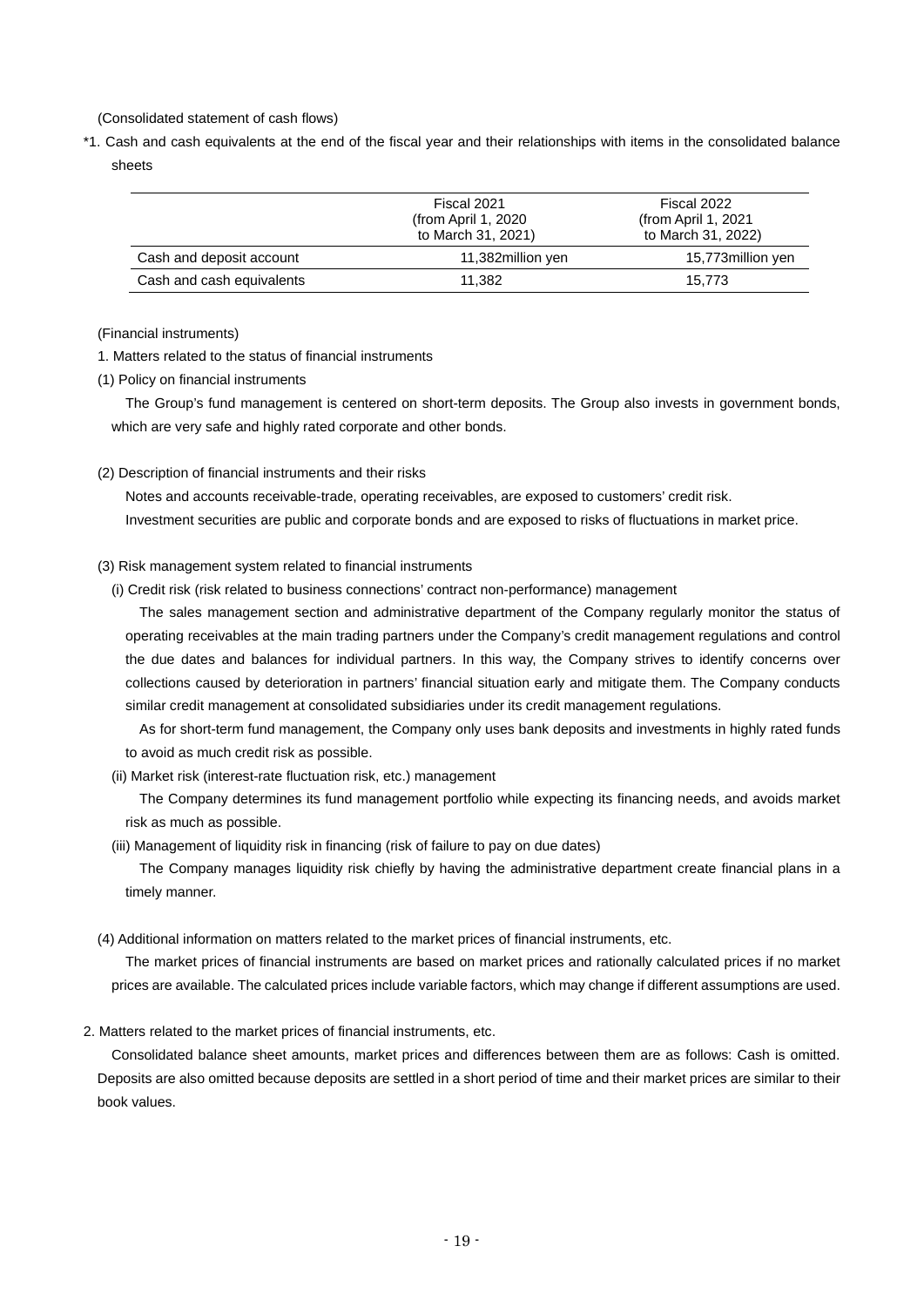(Consolidated statement of cash flows)

*1. Cash and cash equivalents at the end of the fiscal year and their relationships with items in the consolidated balance sheets

| | Fiscal 2021 (from April 1, 2020 to March 31, 2021) | Fiscal 2022 (from April 1, 2021 to March 31, 2022) |
|---|---|---|
| Cash and deposit account | 11,382million yen | 15,773million yen |
| Cash and cash equivalents | 11,382 | 15,773 |

(Financial instruments)

1. Matters related to the status of financial instruments

(1) Policy on financial instruments

The Group's fund management is centered on short-term deposits. The Group also invests in government bonds, which are very safe and highly rated corporate and other bonds.

(2) Description of financial instruments and their risks

Notes and accounts receivable-trade, operating receivables, are exposed to customers' credit risk.

Investment securities are public and corporate bonds and are exposed to risks of fluctuations in market price.

(3) Risk management system related to financial instruments

(i) Credit risk (risk related to business connections' contract non-performance) management

The sales management section and administrative department of the Company regularly monitor the status of operating receivables at the main trading partners under the Company's credit management regulations and control the due dates and balances for individual partners. In this way, the Company strives to identify concerns over collections caused by deterioration in partners' financial situation early and mitigate them. The Company conducts similar credit management at consolidated subsidiaries under its credit management regulations.

As for short-term fund management, the Company only uses bank deposits and investments in highly rated funds to avoid as much credit risk as possible.

(ii) Market risk (interest-rate fluctuation risk, etc.) management

The Company determines its fund management portfolio while expecting its financing needs, and avoids market risk as much as possible.

(iii) Management of liquidity risk in financing (risk of failure to pay on due dates)

The Company manages liquidity risk chiefly by having the administrative department create financial plans in a timely manner.

(4) Additional information on matters related to the market prices of financial instruments, etc.

The market prices of financial instruments are based on market prices and rationally calculated prices if no market prices are available. The calculated prices include variable factors, which may change if different assumptions are used.

2. Matters related to the market prices of financial instruments, etc.

Consolidated balance sheet amounts, market prices and differences between them are as follows: Cash is omitted. Deposits are also omitted because deposits are settled in a short period of time and their market prices are similar to their book values.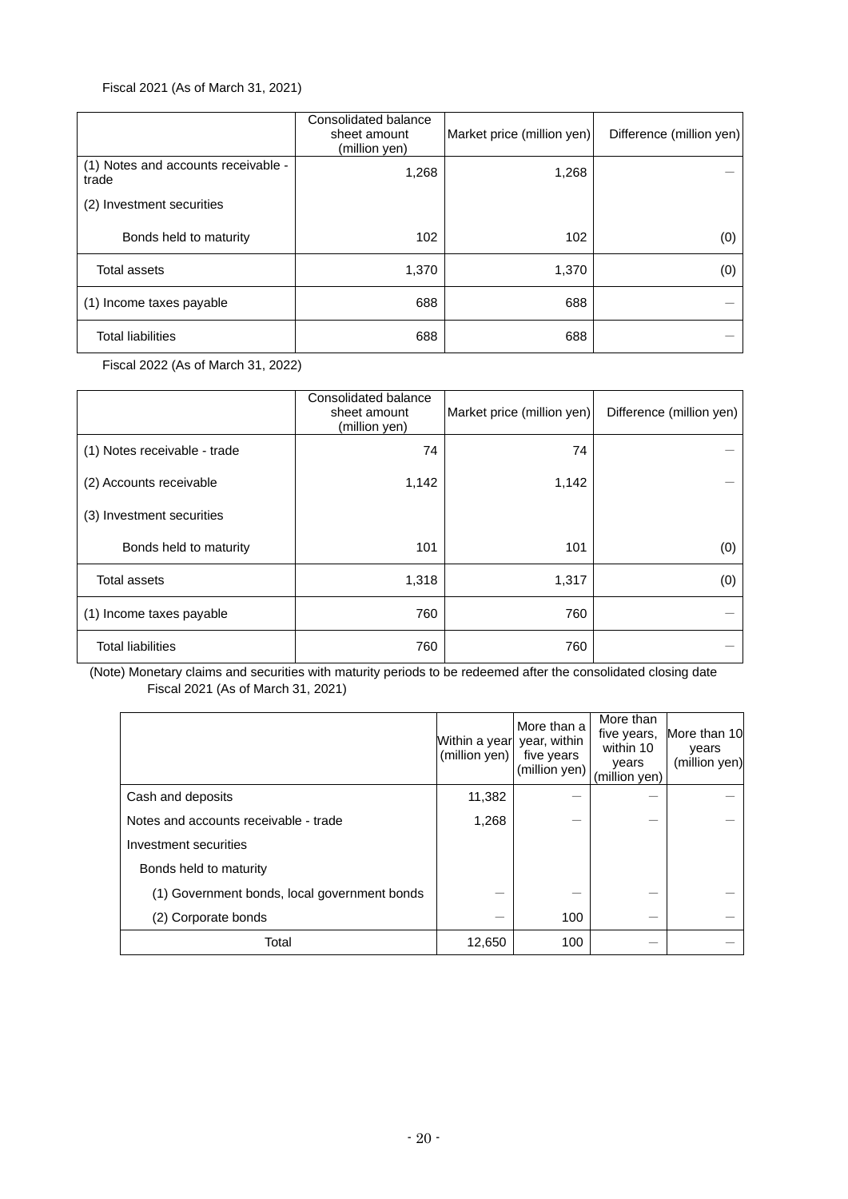Fiscal 2021 (As of March 31, 2021)

| | Consolidated balance sheet amount (million yen) | Market price (million yen) | Difference (million yen) |
|---|---|---|---|
| (1) Notes and accounts receivable - trade | 1,268 | 1,268 | ― |
| (2) Investment securities | | | |
| Bonds held to maturity | 102 | 102 | (0) |
| Total assets | 1,370 | 1,370 | (0) |
| (1) Income taxes payable | 688 | 688 | ― |
| Total liabilities | 688 | 688 | ― |

Fiscal 2022 (As of March 31, 2022)

| | Consolidated balance sheet amount (million yen) | Market price (million yen) | Difference (million yen) |
|---|---|---|---|
| (1) Notes receivable - trade | 74 | 74 | ― |
| (2) Accounts receivable | 1,142 | 1,142 | ― |
| (3) Investment securities | | | |
| Bonds held to maturity | 101 | 101 | (0) |
| Total assets | 1,318 | 1,317 | (0) |
| (1) Income taxes payable | 760 | 760 | ― |
| Total liabilities | 760 | 760 | ― |

(Note) Monetary claims and securities with maturity periods to be redeemed after the consolidated closing date

Fiscal 2021 (As of March 31, 2021)

| | Within a year (million yen) | More than a year, within five years (million yen) | More than five years, within 10 years (million yen) | More than 10 years (million yen) |
|---|---|---|---|---|
| Cash and deposits | 11,382 | ― | ― | ― |
| Notes and accounts receivable - trade | 1,268 | ― | ― | ― |
| Investment securities | | | | |
| Bonds held to maturity | | | | |
| (1) Government bonds, local government bonds | ― | ― | ― | ― |
| (2) Corporate bonds | ― | 100 | ― | ― |
| Total | 12,650 | 100 | ― | ― |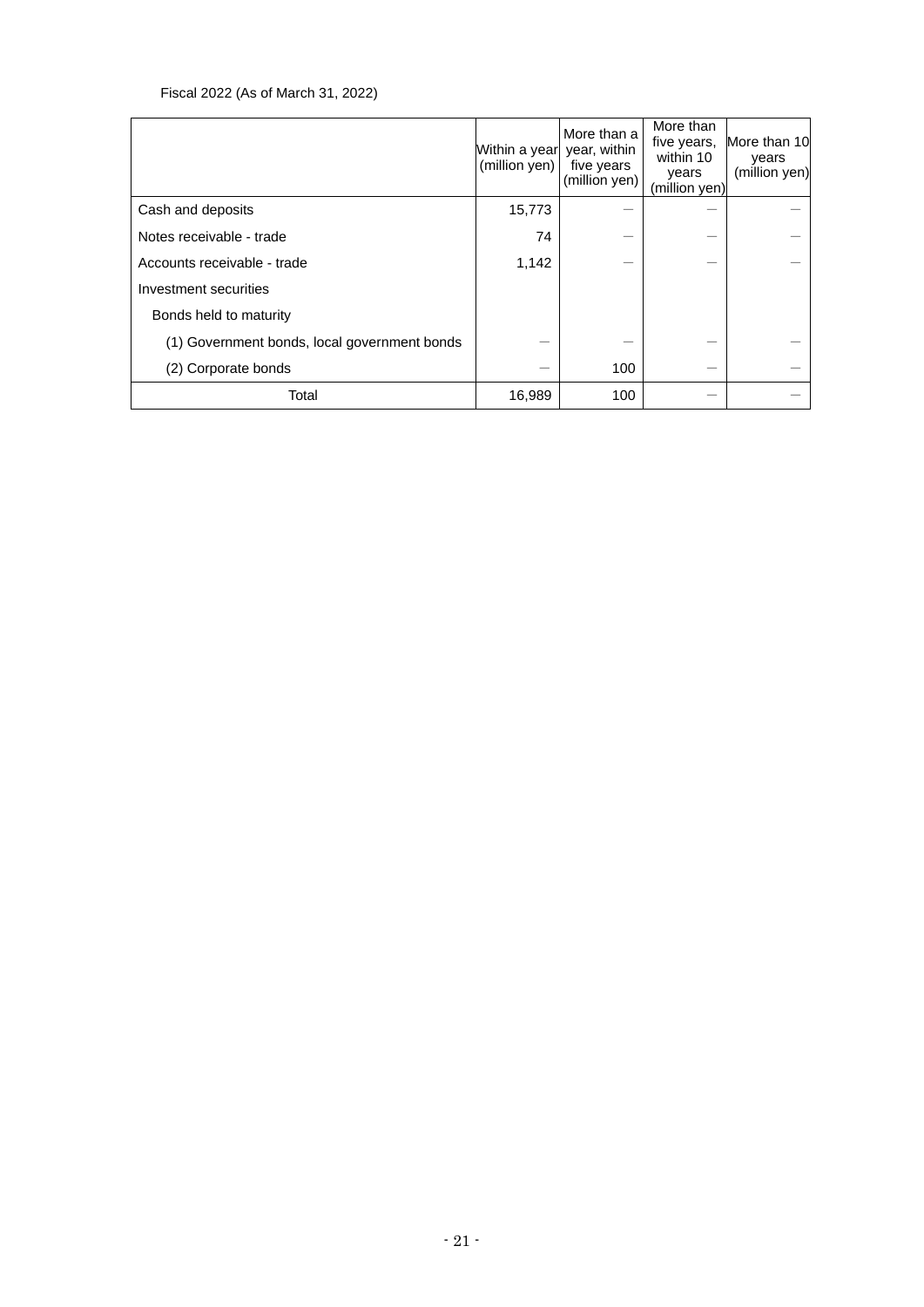Fiscal 2022 (As of March 31, 2022)

| | Within a year (million yen) | More than a year, within five years (million yen) | More than five years, within 10 years (million yen) | More than 10 years (million yen) |
|---|---|---|---|---|
| Cash and deposits | 15,773 | − | − | − |
| Notes receivable - trade | 74 | − | − | − |
| Accounts receivable - trade | 1,142 | − | − | − |
| Investment securities | | | | |
| Bonds held to maturity | | | | |
| (1) Government bonds, local government bonds | − | − | − | − |
| (2) Corporate bonds | − | 100 | − | − |
| Total | 16,989 | 100 | − | − |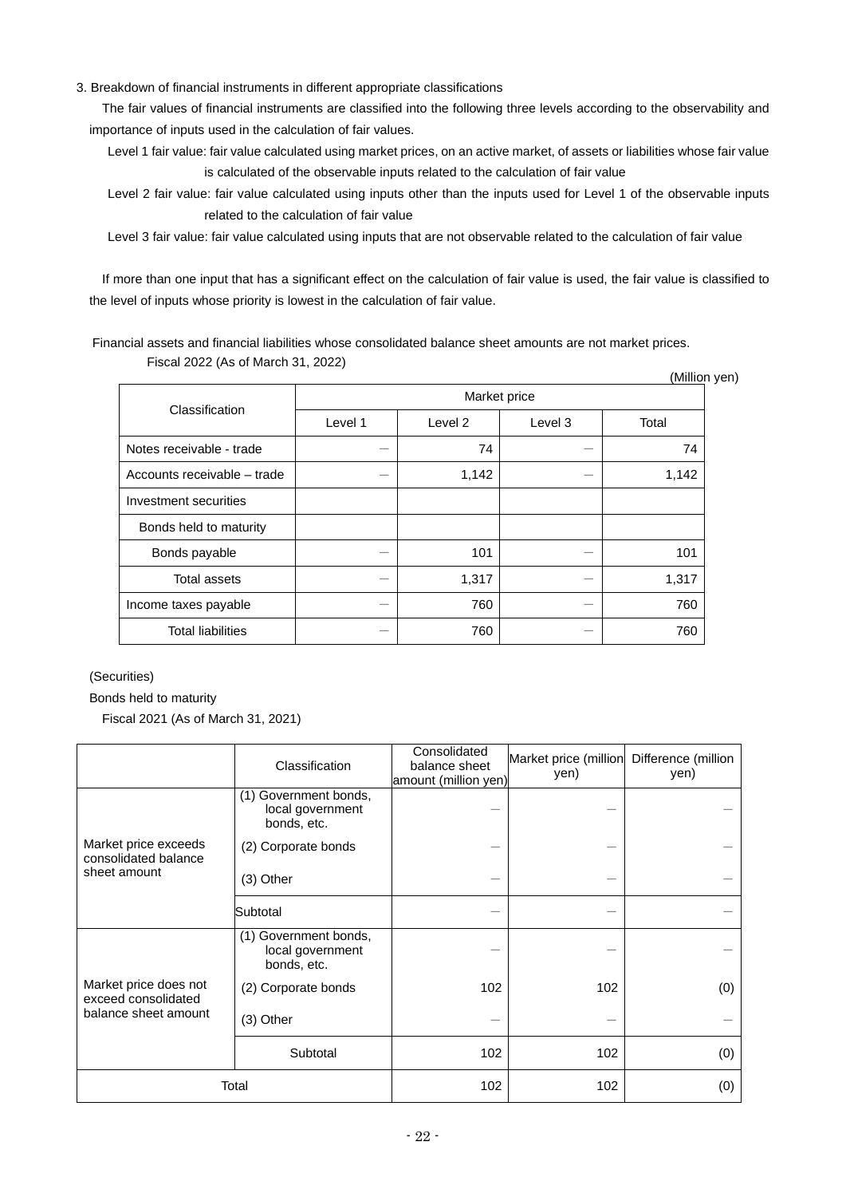3. Breakdown of financial instruments in different appropriate classifications

The fair values of financial instruments are classified into the following three levels according to the observability and importance of inputs used in the calculation of fair values.

Level 1 fair value: fair value calculated using market prices, on an active market, of assets or liabilities whose fair value is calculated of the observable inputs related to the calculation of fair value

Level 2 fair value: fair value calculated using inputs other than the inputs used for Level 1 of the observable inputs related to the calculation of fair value

Level 3 fair value: fair value calculated using inputs that are not observable related to the calculation of fair value

If more than one input that has a significant effect on the calculation of fair value is used, the fair value is classified to the level of inputs whose priority is lowest in the calculation of fair value.

Financial assets and financial liabilities whose consolidated balance sheet amounts are not market prices.

Fiscal 2022 (As of March 31, 2022)

(Million yen)

| Classification | Market price | | | |
|---|---|---|---|---|
| | Level 1 | Level 2 | Level 3 | Total |
| Notes receivable - trade | — | 74 | — | 74 |
| Accounts receivable – trade | — | 1,142 | — | 1,142 |
| Investment securities | | | | |
| Bonds held to maturity | | | | |
| Bonds payable | — | 101 | — | 101 |
| Total assets | — | 1,317 | — | 1,317 |
| Income taxes payable | — | 760 | — | 760 |
| Total liabilities | — | 760 | — | 760 |

(Securities)

Bonds held to maturity

Fiscal 2021 (As of March 31, 2021)

| | Classification | Consolidated balance sheet amount (million yen) | Market price (million yen) | Difference (million yen) |
|---|---|---|---|---|
| Market price exceeds consolidated balance sheet amount | (1) Government bonds, local government bonds, etc. | — | — | — |
| | (2) Corporate bonds | — | — | — |
| | (3) Other | — | — | — |
| | Subtotal | — | — | — |
| Market price does not exceed consolidated balance sheet amount | (1) Government bonds, local government bonds, etc. | — | — | — |
| | (2) Corporate bonds | 102 | 102 | (0) |
| | (3) Other | — | — | — |
| | Subtotal | 102 | 102 | (0) |
| Total | | 102 | 102 | (0) |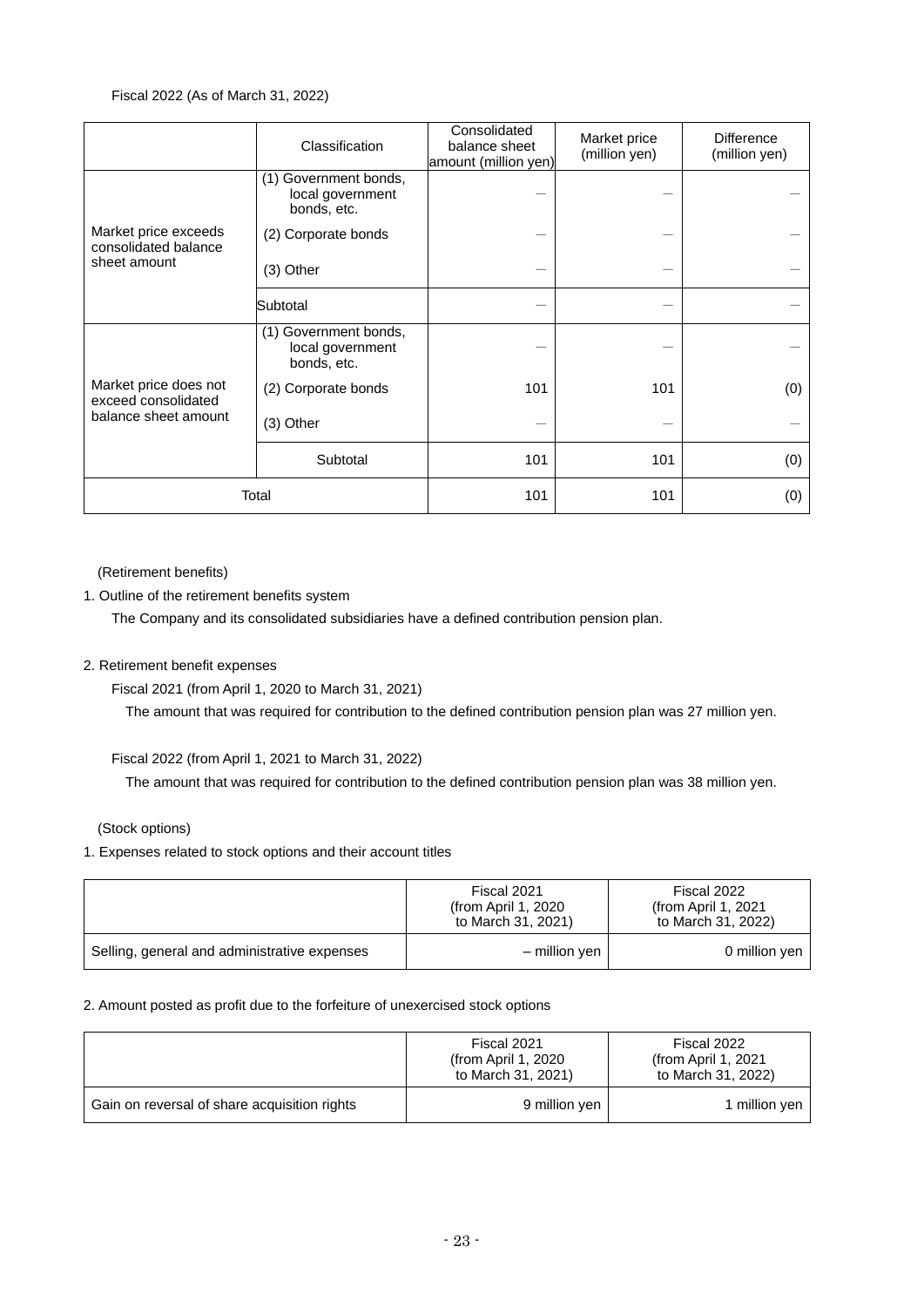Fiscal 2022 (As of March 31, 2022)

| | Classification | Consolidated balance sheet amount (million yen) | Market price (million yen) | Difference (million yen) |
|---|---|---|---|---|
| Market price exceeds consolidated balance sheet amount | (1) Government bonds, local government bonds, etc. | — | — | — |
| | (2) Corporate bonds | — | — | — |
| | (3) Other | — | — | — |
| | Subtotal | — | — | — |
| Market price does not exceed consolidated balance sheet amount | (1) Government bonds, local government bonds, etc. | — | — | — |
| | (2) Corporate bonds | 101 | 101 | (0) |
| | (3) Other | — | — | — |
| | Subtotal | 101 | 101 | (0) |
| Total | | 101 | 101 | (0) |

(Retirement benefits)

1. Outline of the retirement benefits system

The Company and its consolidated subsidiaries have a defined contribution pension plan.

2. Retirement benefit expenses

Fiscal 2021 (from April 1, 2020 to March 31, 2021)

The amount that was required for contribution to the defined contribution pension plan was 27 million yen.

Fiscal 2022 (from April 1, 2021 to March 31, 2022)

The amount that was required for contribution to the defined contribution pension plan was 38 million yen.

(Stock options)

1. Expenses related to stock options and their account titles

| | Fiscal 2021 (from April 1, 2020 to March 31, 2021) | Fiscal 2022 (from April 1, 2021 to March 31, 2022) |
|---|---|---|
| Selling, general and administrative expenses | – million yen | 0 million yen |

2. Amount posted as profit due to the forfeiture of unexercised stock options

| | Fiscal 2021 (from April 1, 2020 to March 31, 2021) | Fiscal 2022 (from April 1, 2021 to March 31, 2022) |
|---|---|---|
| Gain on reversal of share acquisition rights | 9 million yen | 1 million yen |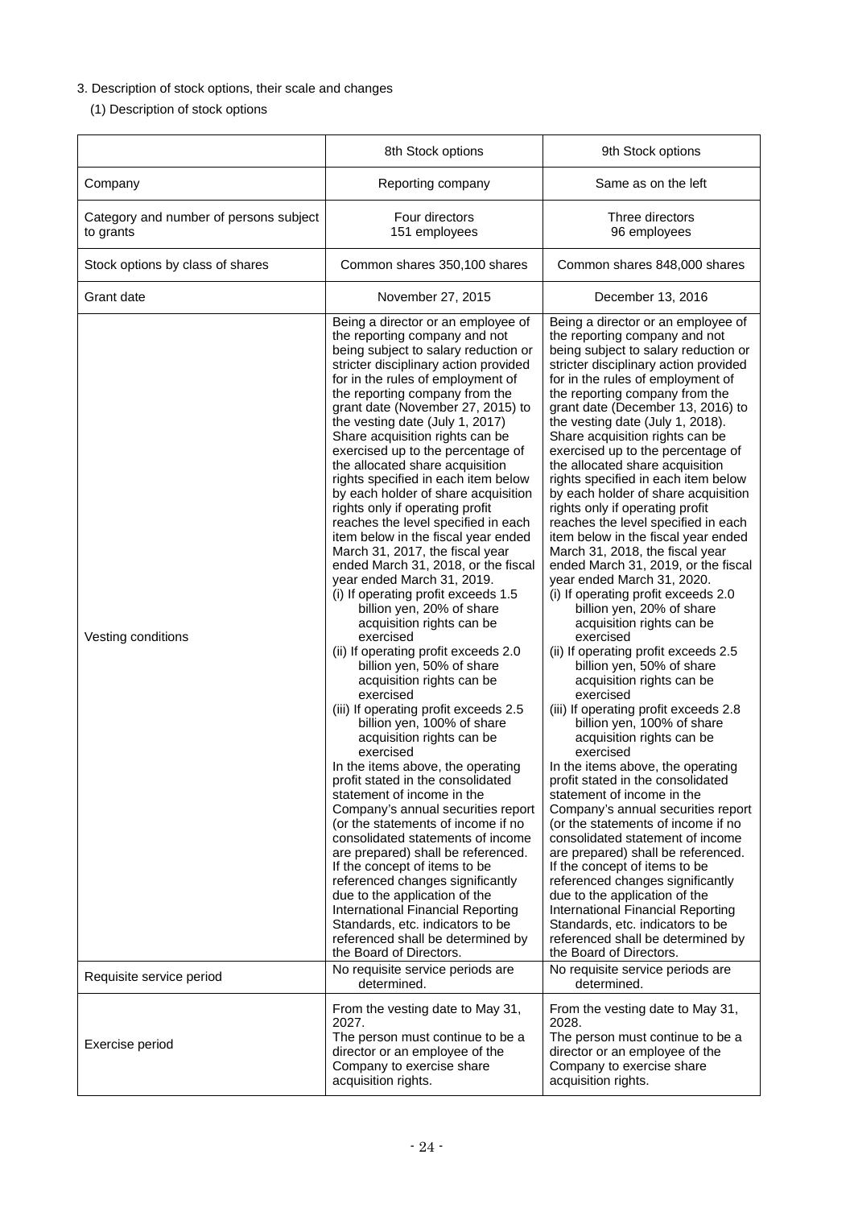3. Description of stock options, their scale and changes

(1) Description of stock options

| | 8th Stock options | 9th Stock options |
|---|---|---|
| Company | Reporting company | Same as on the left |
| Category and number of persons subject to grants | Four directors<br>151 employees | Three directors<br>96 employees |
| Stock options by class of shares | Common shares 350,100 shares | Common shares 848,000 shares |
| Grant date | November 27, 2015 | December 13, 2016 |
| Vesting conditions | Being a director or an employee of the reporting company and not being subject to salary reduction or stricter disciplinary action provided for in the rules of employment of the reporting company from the grant date (November 27, 2015) to the vesting date (July 1, 2017) Share acquisition rights can be exercised up to the percentage of the allocated share acquisition rights specified in each item below by each holder of share acquisition rights only if operating profit reaches the level specified in each item below in the fiscal year ended March 31, 2017, the fiscal year ended March 31, 2018, or the fiscal year ended March 31, 2019.<br>(i) If operating profit exceeds 1.5 billion yen, 20% of share acquisition rights can be exercised<br>(ii) If operating profit exceeds 2.0 billion yen, 50% of share acquisition rights can be exercised<br>(iii) If operating profit exceeds 2.5 billion yen, 100% of share acquisition rights can be exercised<br>In the items above, the operating profit stated in the consolidated statement of income in the Company's annual securities report (or the statements of income if no consolidated statements of income are prepared) shall be referenced. If the concept of items to be referenced changes significantly due to the application of the International Financial Reporting Standards, etc. indicators to be referenced shall be determined by the Board of Directors. | Being a director or an employee of the reporting company and not being subject to salary reduction or stricter disciplinary action provided for in the rules of employment of the reporting company from the grant date (December 13, 2016) to the vesting date (July 1, 2018). Share acquisition rights can be exercised up to the percentage of the allocated share acquisition rights specified in each item below by each holder of share acquisition rights only if operating profit reaches the level specified in each item below in the fiscal year ended March 31, 2018, the fiscal year ended March 31, 2019, or the fiscal year ended March 31, 2020.<br>(i) If operating profit exceeds 2.0 billion yen, 20% of share acquisition rights can be exercised<br>(ii) If operating profit exceeds 2.5 billion yen, 50% of share acquisition rights can be exercised<br>(iii) If operating profit exceeds 2.8 billion yen, 100% of share acquisition rights can be exercised<br>In the items above, the operating profit stated in the consolidated statement of income in the Company's annual securities report (or the statements of income if no consolidated statement of income are prepared) shall be referenced. If the concept of items to be referenced changes significantly due to the application of the International Financial Reporting Standards, etc. indicators to be referenced shall be determined by the Board of Directors. |
| Requisite service period | No requisite service periods are determined. | No requisite service periods are determined. |
| Exercise period | From the vesting date to May 31, 2027.<br>The person must continue to be a director or an employee of the Company to exercise share acquisition rights. | From the vesting date to May 31, 2028.<br>The person must continue to be a director or an employee of the Company to exercise share acquisition rights. |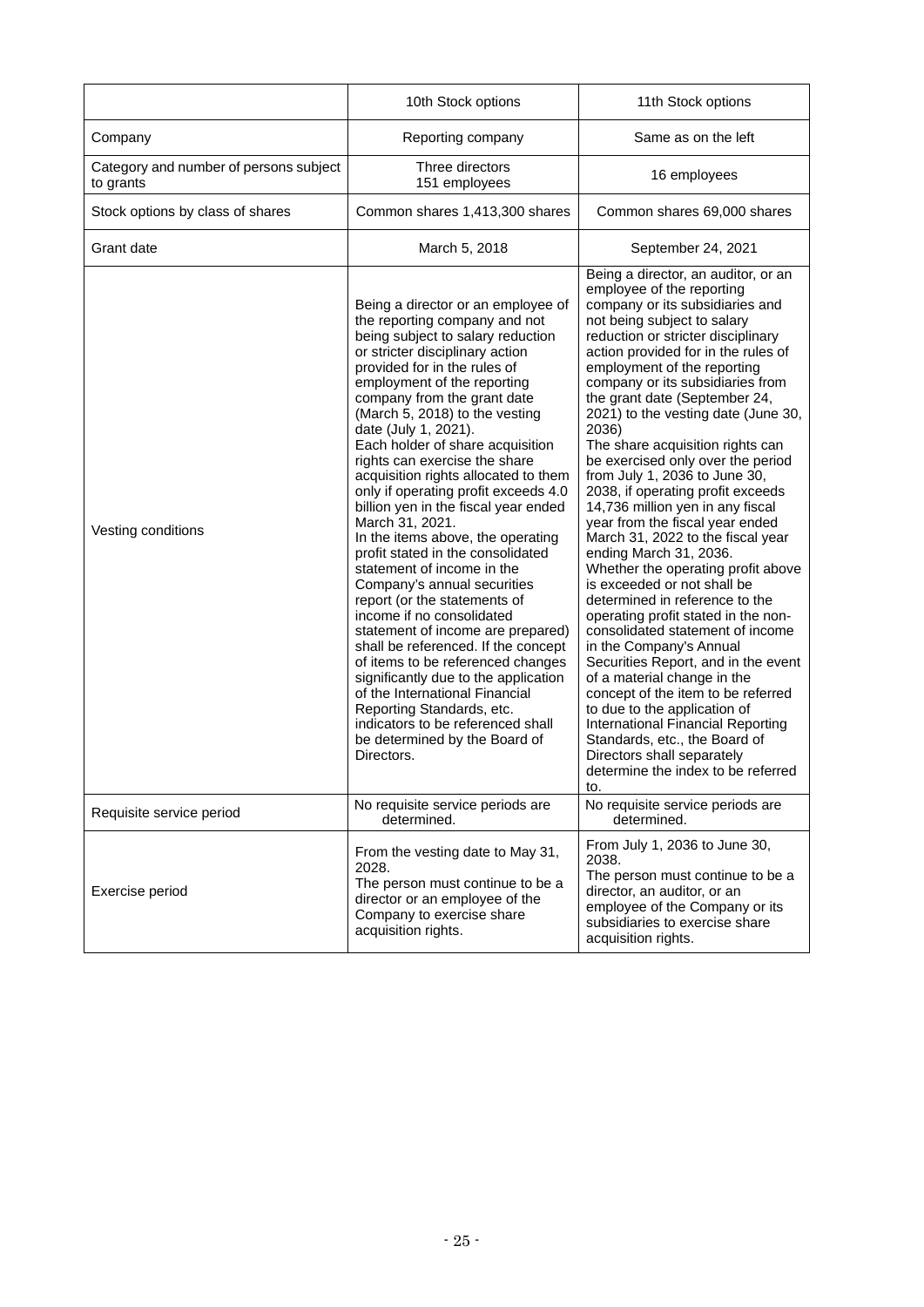| | 10th Stock options | 11th Stock options |
|---|---|---|
| Company | Reporting company | Same as on the left |
| Category and number of persons subject to grants | Three directors<br>151 employees | 16 employees |
| Stock options by class of shares | Common shares 1,413,300 shares | Common shares 69,000 shares |
| Grant date | March 5, 2018 | September 24, 2021 |
| Vesting conditions | Being a director or an employee of the reporting company and not being subject to salary reduction or stricter disciplinary action provided for in the rules of employment of the reporting company from the grant date (March 5, 2018) to the vesting date (July 1, 2021).<br>Each holder of share acquisition rights can exercise the share acquisition rights allocated to them only if operating profit exceeds 4.0 billion yen in the fiscal year ended March 31, 2021.<br>In the items above, the operating profit stated in the consolidated statement of income in the Company's annual securities report (or the statements of income if no consolidated statement of income are prepared) shall be referenced. If the concept of items to be referenced changes significantly due to the application of the International Financial Reporting Standards, etc. indicators to be referenced shall be determined by the Board of Directors. | Being a director, an auditor, or an employee of the reporting company or its subsidiaries and not being subject to salary reduction or stricter disciplinary action provided for in the rules of employment of the reporting company or its subsidiaries from the grant date (September 24, 2021) to the vesting date (June 30, 2036)<br>The share acquisition rights can be exercised only over the period from July 1, 2036 to June 30, 2038, if operating profit exceeds 14,736 million yen in any fiscal year from the fiscal year ended March 31, 2022 to the fiscal year ending March 31, 2036.<br>Whether the operating profit above is exceeded or not shall be determined in reference to the operating profit stated in the non-consolidated statement of income in the Company's Annual Securities Report, and in the event of a material change in the concept of the item to be referred to due to the application of International Financial Reporting Standards, etc., the Board of Directors shall separately determine the index to be referred to. |
| Requisite service period | No requisite service periods are determined. | No requisite service periods are determined. |
| Exercise period | From the vesting date to May 31, 2028.<br>The person must continue to be a director or an employee of the Company to exercise share acquisition rights. | From July 1, 2036 to June 30, 2038.<br>The person must continue to be a director, an auditor, or an employee of the Company or its subsidiaries to exercise share acquisition rights. |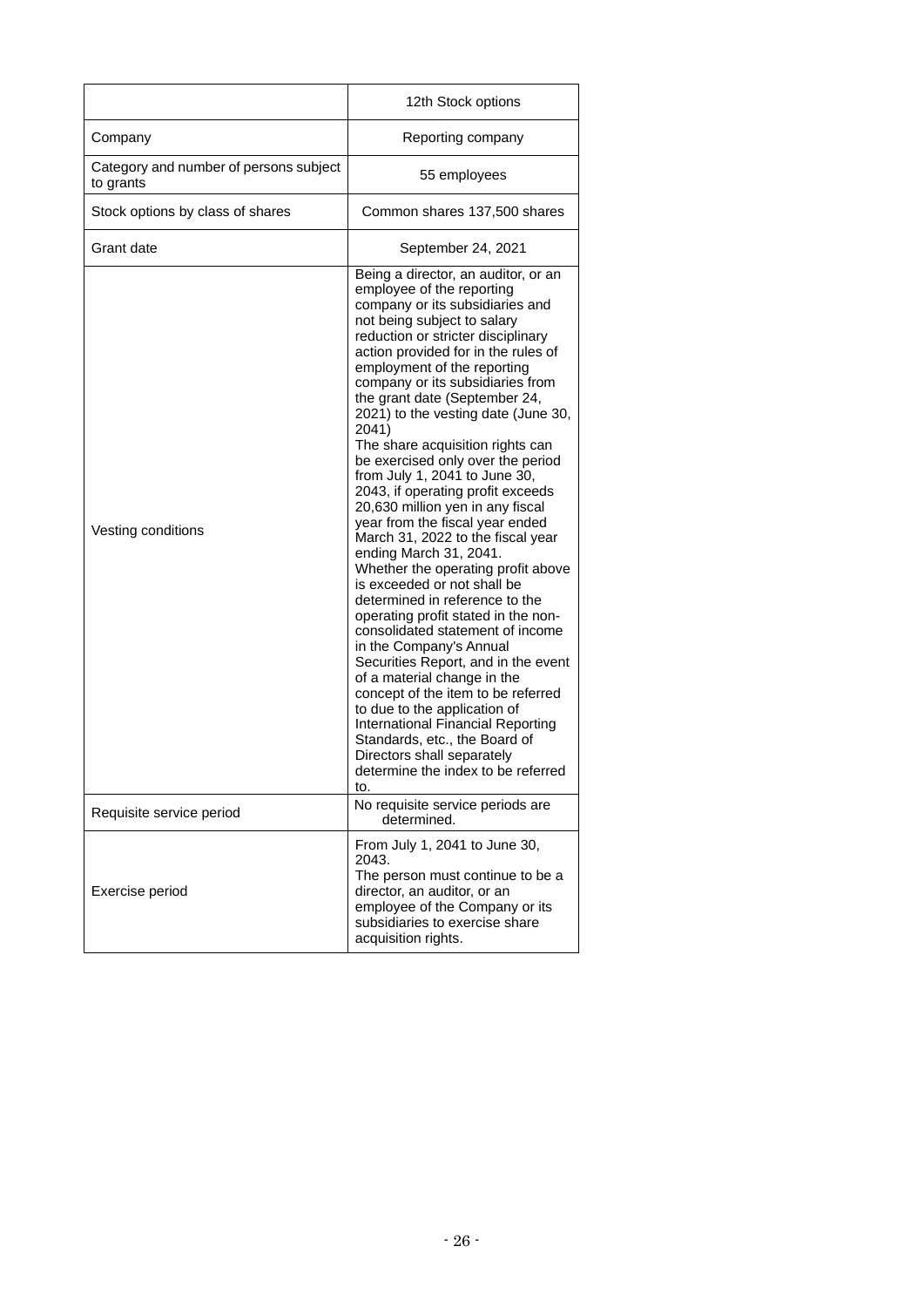| | 12th Stock options |
|---|---|
| Company | Reporting company |
| Category and number of persons subject to grants | 55 employees |
| Stock options by class of shares | Common shares 137,500 shares |
| Grant date | September 24, 2021 |
| Vesting conditions | Being a director, an auditor, or an employee of the reporting company or its subsidiaries and not being subject to salary reduction or stricter disciplinary action provided for in the rules of employment of the reporting company or its subsidiaries from the grant date (September 24, 2021) to the vesting date (June 30, 2041)<br>The share acquisition rights can be exercised only over the period from July 1, 2041 to June 30, 2043, if operating profit exceeds 20,630 million yen in any fiscal year from the fiscal year ended March 31, 2022 to the fiscal year ending March 31, 2041.<br>Whether the operating profit above is exceeded or not shall be determined in reference to the operating profit stated in the non-consolidated statement of income in the Company's Annual Securities Report, and in the event of a material change in the concept of the item to be referred to due to the application of International Financial Reporting Standards, etc., the Board of Directors shall separately determine the index to be referred to. |
| Requisite service period | No requisite service periods are determined. |
| Exercise period | From July 1, 2041 to June 30, 2043.<br>The person must continue to be a director, an auditor, or an employee of the Company or its subsidiaries to exercise share acquisition rights. |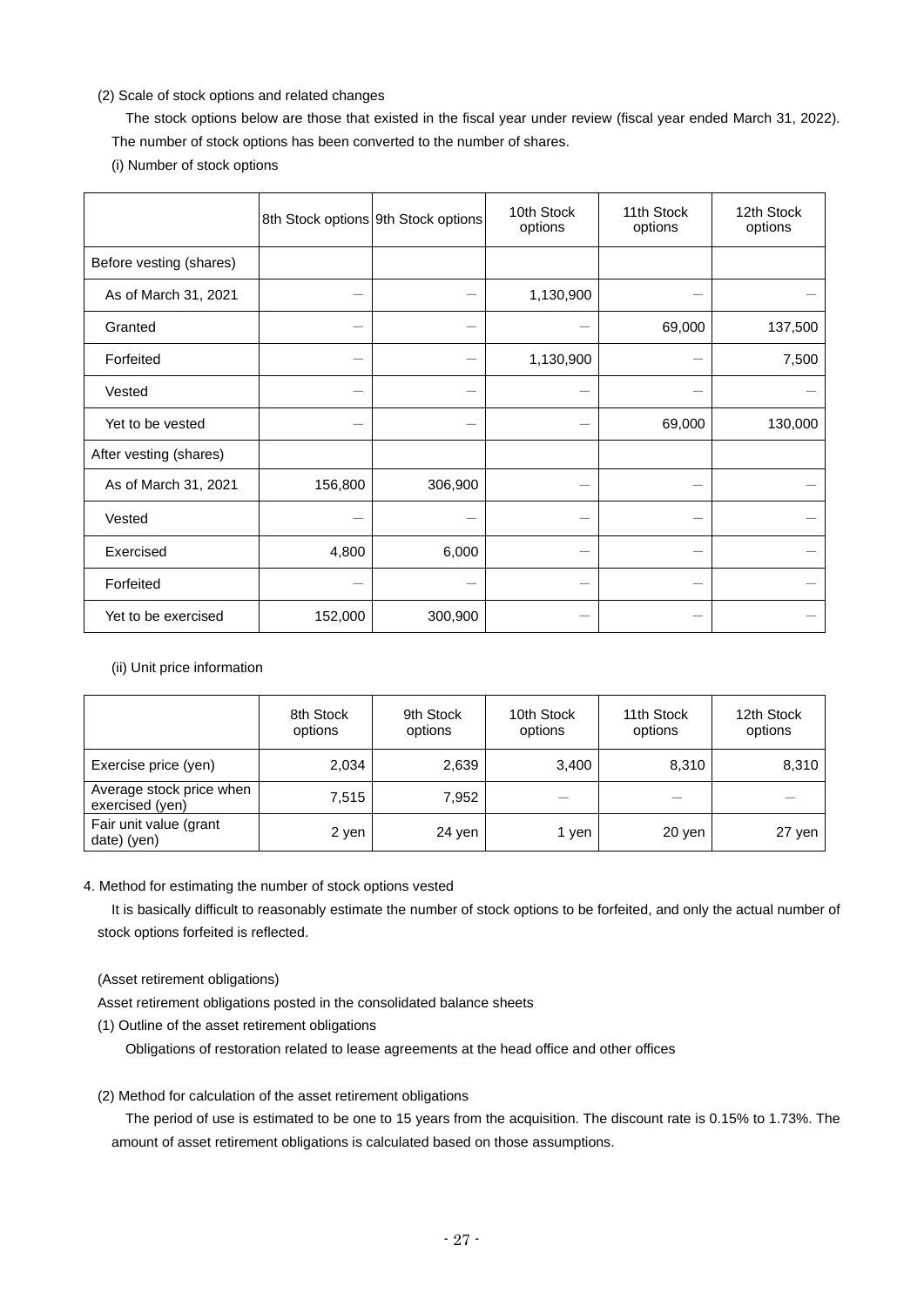(2) Scale of stock options and related changes

The stock options below are those that existed in the fiscal year under review (fiscal year ended March 31, 2022). The number of stock options has been converted to the number of shares.

(i) Number of stock options

| | 8th Stock options | 9th Stock options | 10th Stock options | 11th Stock options | 12th Stock options |
|---|---|---|---|---|---|
| Before vesting (shares) | | | | | |
| As of March 31, 2021 | — | — | 1,130,900 | — | — |
| Granted | — | — | — | 69,000 | 137,500 |
| Forfeited | — | — | 1,130,900 | — | 7,500 |
| Vested | — | — | — | — | — |
| Yet to be vested | — | — | — | 69,000 | 130,000 |
| After vesting (shares) | | | | | |
| As of March 31, 2021 | 156,800 | 306,900 | — | — | — |
| Vested | — | — | — | — | — |
| Exercised | 4,800 | 6,000 | — | — | — |
| Forfeited | — | — | — | — | — |
| Yet to be exercised | 152,000 | 300,900 | — | — | — |

(ii) Unit price information

| | 8th Stock options | 9th Stock options | 10th Stock options | 11th Stock options | 12th Stock options |
|---|---|---|---|---|---|
| Exercise price (yen) | 2,034 | 2,639 | 3,400 | 8,310 | 8,310 |
| Average stock price when exercised (yen) | 7,515 | 7,952 | — | — | — |
| Fair unit value (grant date) (yen) | 2 yen | 24 yen | 1 yen | 20 yen | 27 yen |

4. Method for estimating the number of stock options vested

It is basically difficult to reasonably estimate the number of stock options to be forfeited, and only the actual number of stock options forfeited is reflected.

(Asset retirement obligations)

Asset retirement obligations posted in the consolidated balance sheets

(1) Outline of the asset retirement obligations

Obligations of restoration related to lease agreements at the head office and other offices

(2) Method for calculation of the asset retirement obligations

The period of use is estimated to be one to 15 years from the acquisition. The discount rate is 0.15% to 1.73%. The amount of asset retirement obligations is calculated based on those assumptions.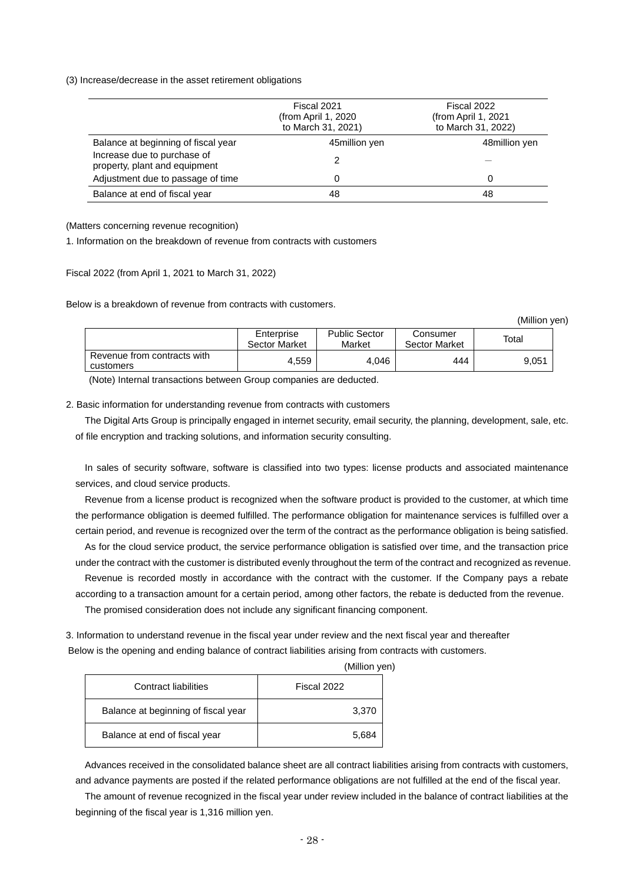(3) Increase/decrease in the asset retirement obligations

| | Fiscal 2021 (from April 1, 2020 to March 31, 2021) | Fiscal 2022 (from April 1, 2021 to March 31, 2022) |
|---|---|---|
| Balance at beginning of fiscal year | 45million yen | 48million yen |
| Increase due to purchase of property, plant and equipment | 2 | — |
| Adjustment due to passage of time | 0 | 0 |
| Balance at end of fiscal year | 48 | 48 |

(Matters concerning revenue recognition)

1. Information on the breakdown of revenue from contracts with customers

Fiscal 2022 (from April 1, 2021 to March 31, 2022)

Below is a breakdown of revenue from contracts with customers.

(Million yen)

| | Enterprise Sector Market | Public Sector Market | Consumer Sector Market | Total |
|---|---|---|---|---|
| Revenue from contracts with customers | 4,559 | 4,046 | 444 | 9,051 |

(Note) Internal transactions between Group companies are deducted.

2. Basic information for understanding revenue from contracts with customers

The Digital Arts Group is principally engaged in internet security, email security, the planning, development, sale, etc. of file encryption and tracking solutions, and information security consulting.

In sales of security software, software is classified into two types: license products and associated maintenance services, and cloud service products.

Revenue from a license product is recognized when the software product is provided to the customer, at which time the performance obligation is deemed fulfilled. The performance obligation for maintenance services is fulfilled over a certain period, and revenue is recognized over the term of the contract as the performance obligation is being satisfied.

As for the cloud service product, the service performance obligation is satisfied over time, and the transaction price under the contract with the customer is distributed evenly throughout the term of the contract and recognized as revenue.

Revenue is recorded mostly in accordance with the contract with the customer. If the Company pays a rebate according to a transaction amount for a certain period, among other factors, the rebate is deducted from the revenue.

The promised consideration does not include any significant financing component.

3. Information to understand revenue in the fiscal year under review and the next fiscal year and thereafter

Below is the opening and ending balance of contract liabilities arising from contracts with customers.

(Million yen)

| Contract liabilities | Fiscal 2022 |
|---|---|
| Balance at beginning of fiscal year | 3,370 |
| Balance at end of fiscal year | 5,684 |

Advances received in the consolidated balance sheet are all contract liabilities arising from contracts with customers, and advance payments are posted if the related performance obligations are not fulfilled at the end of the fiscal year.

The amount of revenue recognized in the fiscal year under review included in the balance of contract liabilities at the beginning of the fiscal year is 1,316 million yen.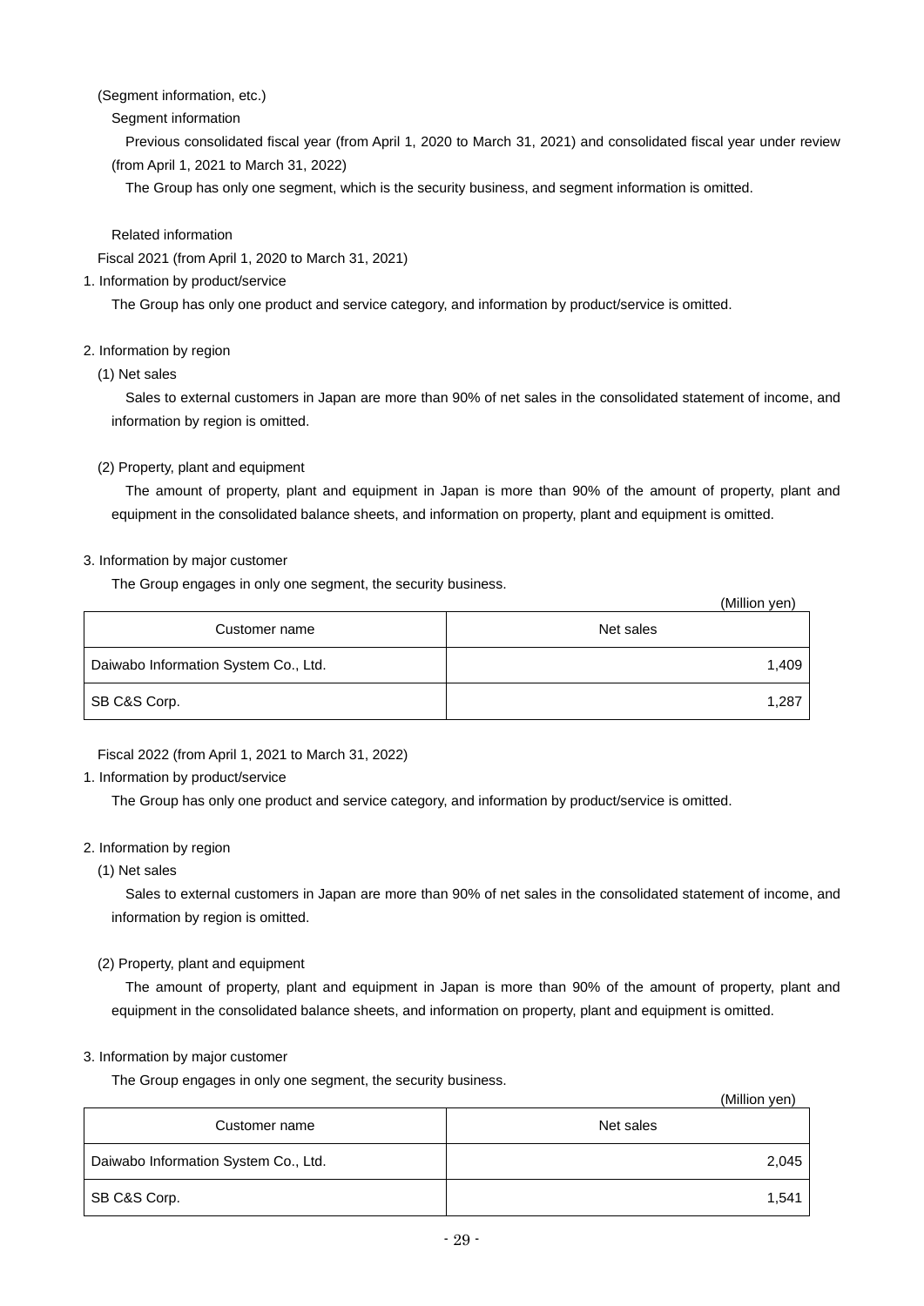(Segment information, etc.)

Segment information

Previous consolidated fiscal year (from April 1, 2020 to March 31, 2021) and consolidated fiscal year under review (from April 1, 2021 to March 31, 2022)

The Group has only one segment, which is the security business, and segment information is omitted.

Related information

Fiscal 2021 (from April 1, 2020 to March 31, 2021)

1. Information by product/service

The Group has only one product and service category, and information by product/service is omitted.

2. Information by region

(1) Net sales

Sales to external customers in Japan are more than 90% of net sales in the consolidated statement of income, and information by region is omitted.

(2) Property, plant and equipment

The amount of property, plant and equipment in Japan is more than 90% of the amount of property, plant and equipment in the consolidated balance sheets, and information on property, plant and equipment is omitted.

3. Information by major customer

The Group engages in only one segment, the security business.

(Million yen)

| Customer name | Net sales |
|---|---:|
| Daiwabo Information System Co., Ltd. | 1,409 |
| SB C&S Corp. | 1,287 |

Fiscal 2022 (from April 1, 2021 to March 31, 2022)

1. Information by product/service

The Group has only one product and service category, and information by product/service is omitted.

2. Information by region

(1) Net sales

Sales to external customers in Japan are more than 90% of net sales in the consolidated statement of income, and information by region is omitted.

(2) Property, plant and equipment

The amount of property, plant and equipment in Japan is more than 90% of the amount of property, plant and equipment in the consolidated balance sheets, and information on property, plant and equipment is omitted.

3. Information by major customer

The Group engages in only one segment, the security business.

(Million yen)

| Customer name | Net sales |
|---|---:|
| Daiwabo Information System Co., Ltd. | 2,045 |
| SB C&S Corp. | 1,541 |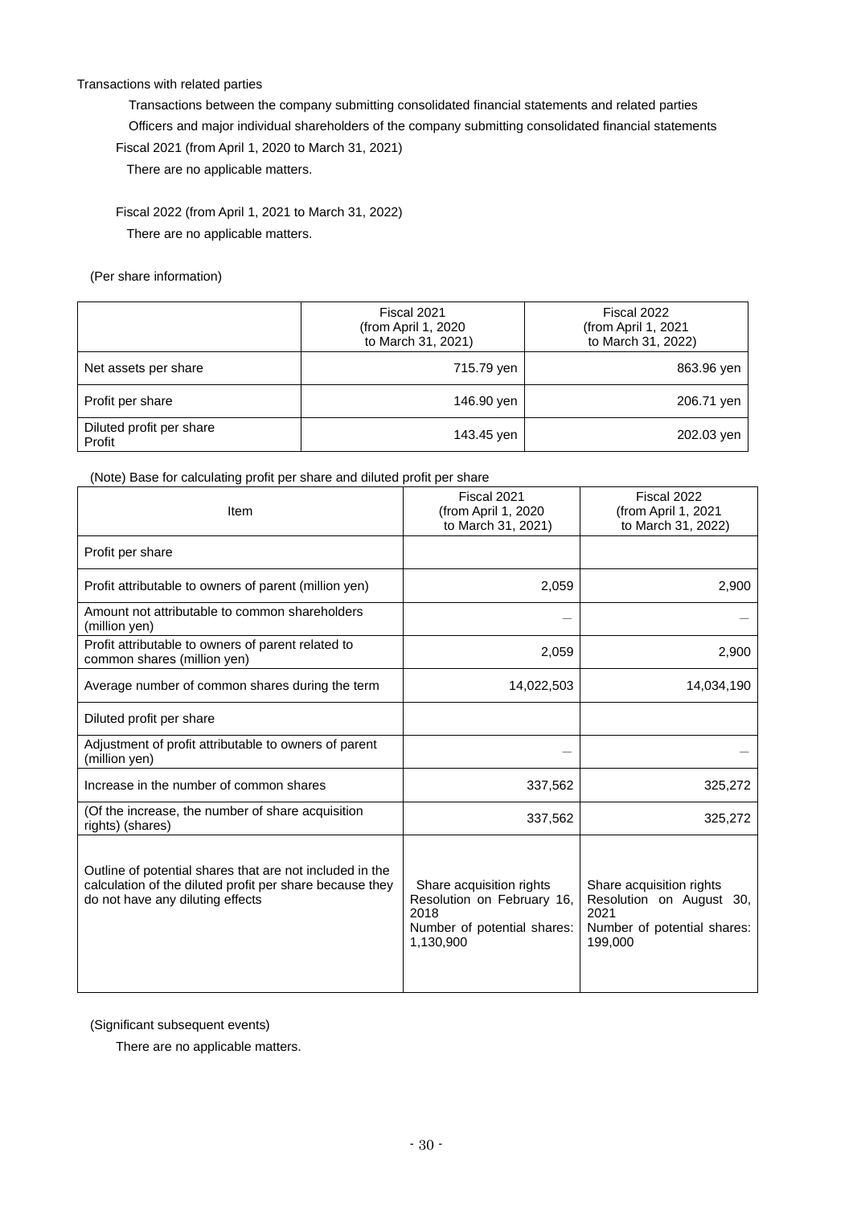Transactions with related parties

Transactions between the company submitting consolidated financial statements and related parties

Officers and major individual shareholders of the company submitting consolidated financial statements

Fiscal 2021 (from April 1, 2020 to March 31, 2021)

There are no applicable matters.

Fiscal 2022 (from April 1, 2021 to March 31, 2022)

There are no applicable matters.

(Per share information)

| | Fiscal 2021 (from April 1, 2020 to March 31, 2021) | Fiscal 2022 (from April 1, 2021 to March 31, 2022) |
|---|---|---|
| Net assets per share | 715.79 yen | 863.96 yen |
| Profit per share | 146.90 yen | 206.71 yen |
| Diluted profit per share Profit | 143.45 yen | 202.03 yen |

(Note) Base for calculating profit per share and diluted profit per share

| Item | Fiscal 2021 (from April 1, 2020 to March 31, 2021) | Fiscal 2022 (from April 1, 2021 to March 31, 2022) |
|---|---|---|
| Profit per share | | |
| Profit attributable to owners of parent (million yen) | 2,059 | 2,900 |
| Amount not attributable to common shareholders (million yen) | — | — |
| Profit attributable to owners of parent related to common shares (million yen) | 2,059 | 2,900 |
| Average number of common shares during the term | 14,022,503 | 14,034,190 |
| Diluted profit per share | | |
| Adjustment of profit attributable to owners of parent (million yen) | — | — |
| Increase in the number of common shares | 337,562 | 325,272 |
| (Of the increase, the number of share acquisition rights) (shares) | 337,562 | 325,272 |
| Outline of potential shares that are not included in the calculation of the diluted profit per share because they do not have any diluting effects | Share acquisition rights Resolution on February 16, 2018 Number of potential shares: 1,130,900 | Share acquisition rights Resolution on August 30, 2021 Number of potential shares: 199,000 |

(Significant subsequent events)

There are no applicable matters.